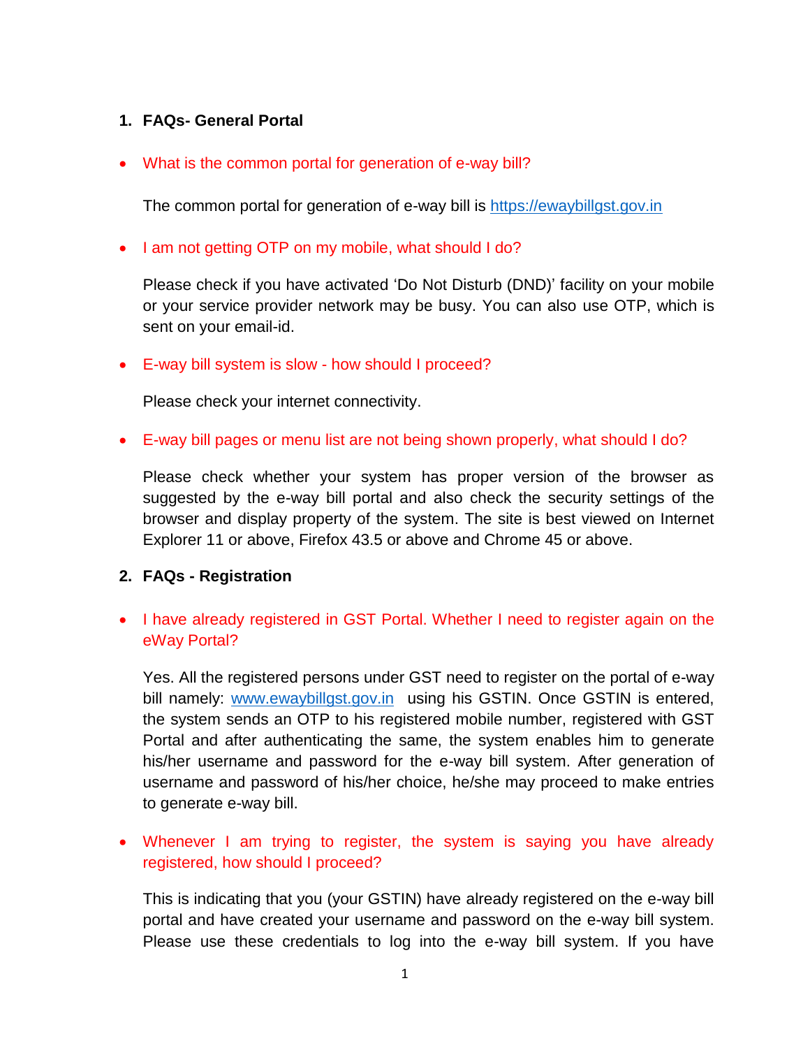## 1. FAQs- General Portal

- What is the common portal for generation of e-way bill?

  The common portal for generation of e-way bill is https://ewaybillgst.gov.in

- I am not getting OTP on my mobile, what should I do?

  Please check if you have activated 'Do Not Disturb (DND)' facility on your mobile or your service provider network may be busy. You can also use OTP, which is sent on your email-id.

- E-way bill system is slow - how should I proceed?

  Please check your internet connectivity.

- E-way bill pages or menu list are not being shown properly, what should I do?

  Please check whether your system has proper version of the browser as suggested by the e-way bill portal and also check the security settings of the browser and display property of the system. The site is best viewed on Internet Explorer 11 or above, Firefox 43.5 or above and Chrome 45 or above.

## 2. FAQs - Registration

- I have already registered in GST Portal. Whether I need to register again on the eWay Portal?

  Yes. All the registered persons under GST need to register on the portal of e-way bill namely: www.ewaybillgst.gov.in using his GSTIN. Once GSTIN is entered, the system sends an OTP to his registered mobile number, registered with GST Portal and after authenticating the same, the system enables him to generate his/her username and password for the e-way bill system. After generation of username and password of his/her choice, he/she may proceed to make entries to generate e-way bill.

- Whenever I am trying to register, the system is saying you have already registered, how should I proceed?

  This is indicating that you (your GSTIN) have already registered on the e-way bill portal and have created your username and password on the e-way bill system. Please use these credentials to log into the e-way bill system. If you have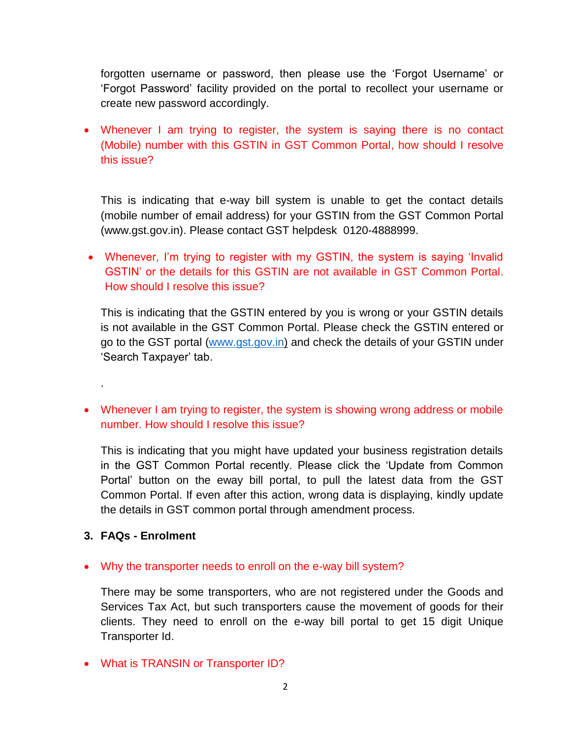forgotten username or password, then please use the 'Forgot Username' or 'Forgot Password' facility provided on the portal to recollect your username or create new password accordingly.

- Whenever I am trying to register, the system is saying there is no contact (Mobile) number with this GSTIN in GST Common Portal, how should I resolve this issue?

This is indicating that e-way bill system is unable to get the contact details (mobile number of email address) for your GSTIN from the GST Common Portal (www.gst.gov.in). Please contact GST helpdesk 0120-4888999.

- Whenever, I'm trying to register with my GSTIN, the system is saying 'Invalid GSTIN' or the details for this GSTIN are not available in GST Common Portal. How should I resolve this issue?

This is indicating that the GSTIN entered by you is wrong or your GSTIN details is not available in the GST Common Portal. Please check the GSTIN entered or go to the GST portal (www.gst.gov.in) and check the details of your GSTIN under 'Search Taxpayer' tab.

.

- Whenever I am trying to register, the system is showing wrong address or mobile number. How should I resolve this issue?

This is indicating that you might have updated your business registration details in the GST Common Portal recently. Please click the 'Update from Common Portal' button on the eway bill portal, to pull the latest data from the GST Common Portal. If even after this action, wrong data is displaying, kindly update the details in GST common portal through amendment process.

## 3. FAQs - Enrolment

- Why the transporter needs to enroll on the e-way bill system?

There may be some transporters, who are not registered under the Goods and Services Tax Act, but such transporters cause the movement of goods for their clients. They need to enroll on the e-way bill portal to get 15 digit Unique Transporter Id.

- What is TRANSIN or Transporter ID?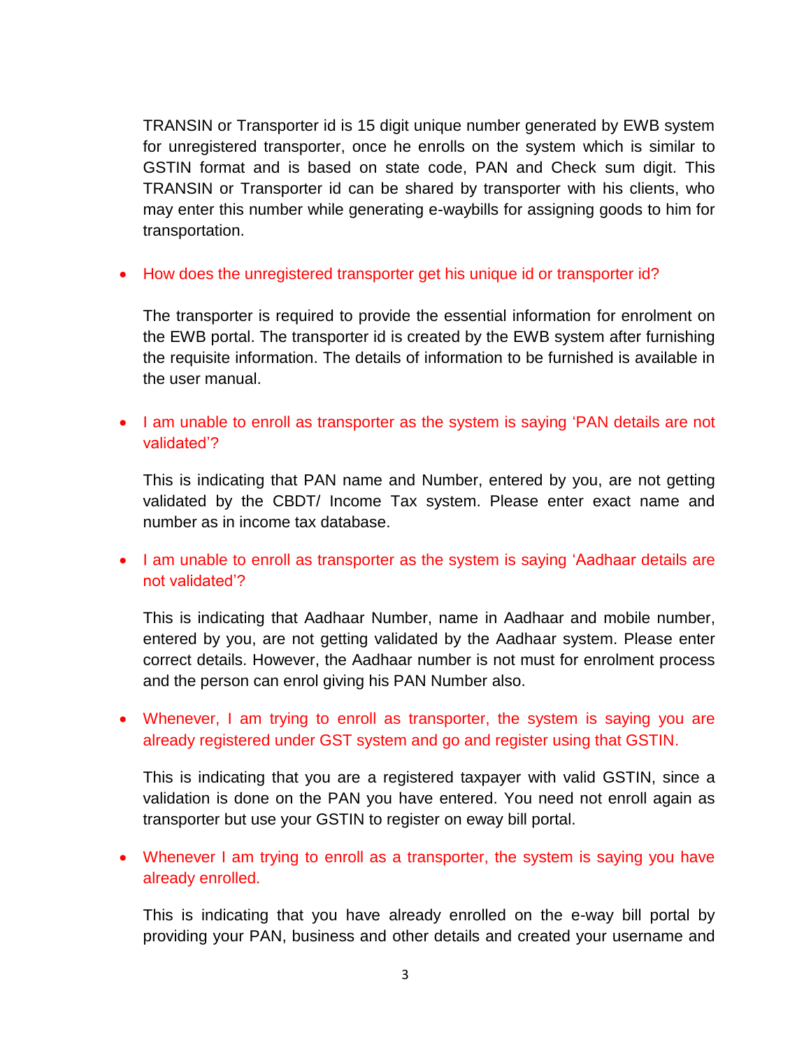TRANSIN or Transporter id is 15 digit unique number generated by EWB system for unregistered transporter, once he enrolls on the system which is similar to GSTIN format and is based on state code, PAN and Check sum digit. This TRANSIN or Transporter id can be shared by transporter with his clients, who may enter this number while generating e-waybills for assigning goods to him for transportation.

- **How does the unregistered transporter get his unique id or transporter id?**

  The transporter is required to provide the essential information for enrolment on the EWB portal. The transporter id is created by the EWB system after furnishing the requisite information. The details of information to be furnished is available in the user manual.

- **I am unable to enroll as transporter as the system is saying 'PAN details are not validated'?**

  This is indicating that PAN name and Number, entered by you, are not getting validated by the CBDT/ Income Tax system. Please enter exact name and number as in income tax database.

- **I am unable to enroll as transporter as the system is saying 'Aadhaar details are not validated'?**

  This is indicating that Aadhaar Number, name in Aadhaar and mobile number, entered by you, are not getting validated by the Aadhaar system. Please enter correct details. However, the Aadhaar number is not must for enrolment process and the person can enrol giving his PAN Number also.

- **Whenever, I am trying to enroll as transporter, the system is saying you are already registered under GST system and go and register using that GSTIN.**

  This is indicating that you are a registered taxpayer with valid GSTIN, since a validation is done on the PAN you have entered. You need not enroll again as transporter but use your GSTIN to register on eway bill portal.

- **Whenever I am trying to enroll as a transporter, the system is saying you have already enrolled.**

  This is indicating that you have already enrolled on the e-way bill portal by providing your PAN, business and other details and created your username and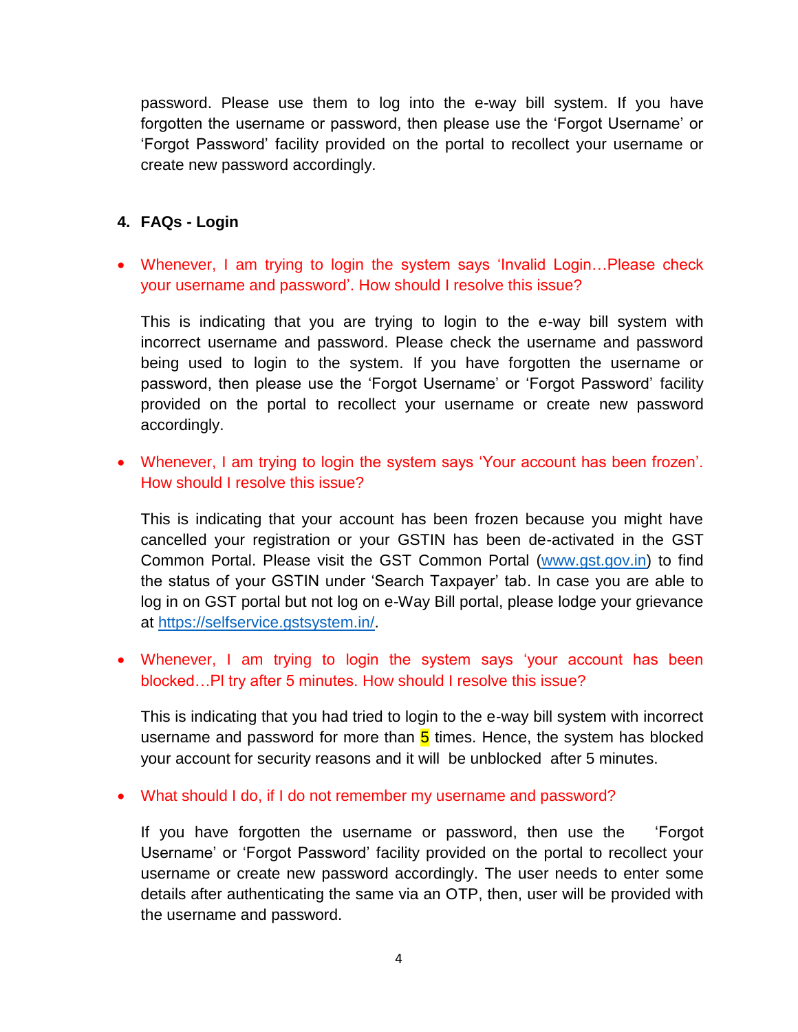password. Please use them to log into the e-way bill system. If you have forgotten the username or password, then please use the 'Forgot Username' or 'Forgot Password' facility provided on the portal to recollect your username or create new password accordingly.

## 4. FAQs - Login

- Whenever, I am trying to login the system says 'Invalid Login…Please check your username and password'. How should I resolve this issue?

  This is indicating that you are trying to login to the e-way bill system with incorrect username and password. Please check the username and password being used to login to the system. If you have forgotten the username or password, then please use the 'Forgot Username' or 'Forgot Password' facility provided on the portal to recollect your username or create new password accordingly.

- Whenever, I am trying to login the system says 'Your account has been frozen'. How should I resolve this issue?

  This is indicating that your account has been frozen because you might have cancelled your registration or your GSTIN has been de-activated in the GST Common Portal. Please visit the GST Common Portal (www.gst.gov.in) to find the status of your GSTIN under 'Search Taxpayer' tab. In case you are able to log in on GST portal but not log on e-Way Bill portal, please lodge your grievance at https://selfservice.gstsystem.in/.

- Whenever, I am trying to login the system says 'your account has been blocked…Pl try after 5 minutes. How should I resolve this issue?

  This is indicating that you had tried to login to the e-way bill system with incorrect username and password for more than 5 times. Hence, the system has blocked your account for security reasons and it will be unblocked after 5 minutes.

- What should I do, if I do not remember my username and password?

  If you have forgotten the username or password, then use the 'Forgot Username' or 'Forgot Password' facility provided on the portal to recollect your username or create new password accordingly. The user needs to enter some details after authenticating the same via an OTP, then, user will be provided with the username and password.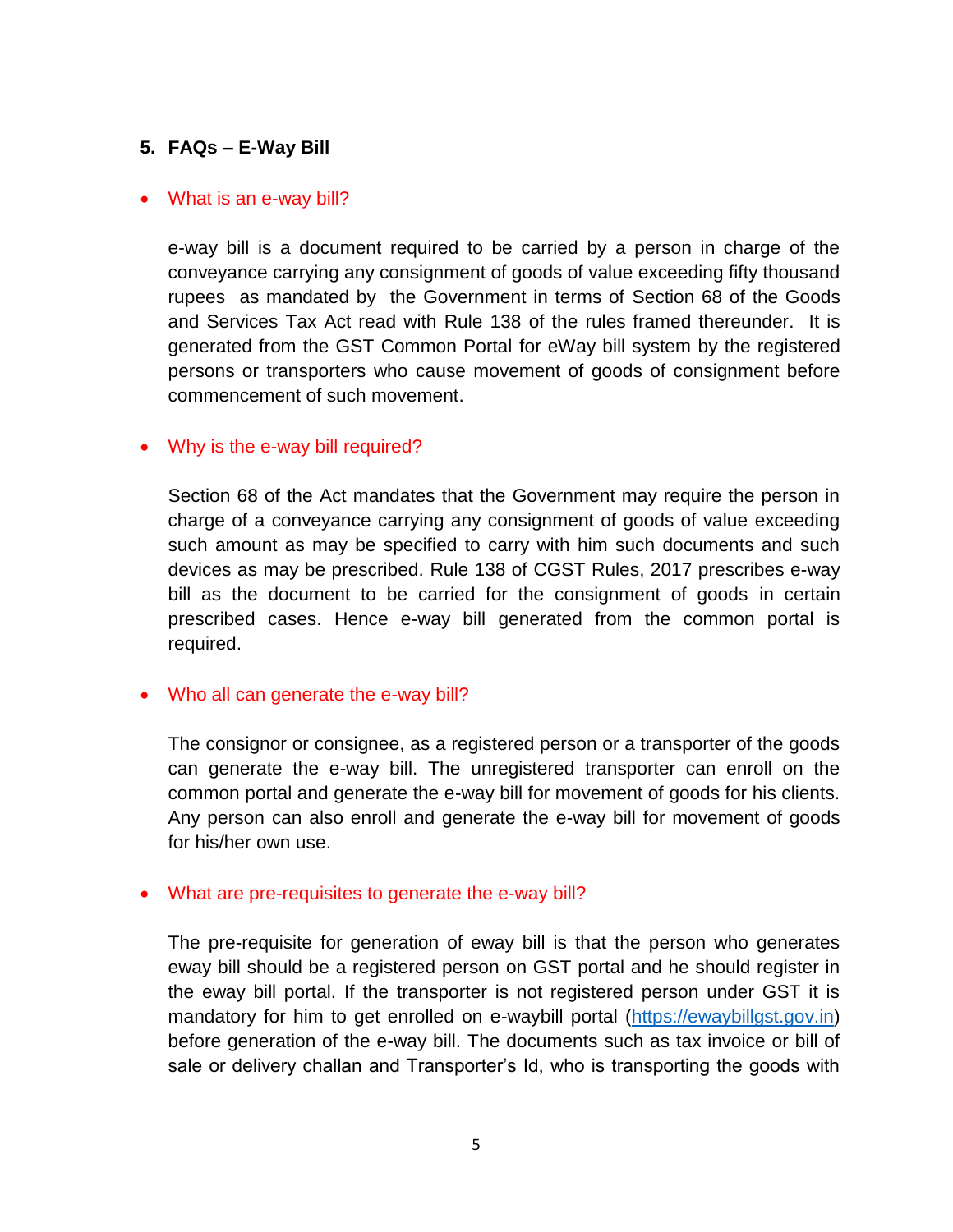## 5. FAQs – E-Way Bill

- What is an e-way bill?

  e-way bill is a document required to be carried by a person in charge of the conveyance carrying any consignment of goods of value exceeding fifty thousand rupees as mandated by the Government in terms of Section 68 of the Goods and Services Tax Act read with Rule 138 of the rules framed thereunder. It is generated from the GST Common Portal for eWay bill system by the registered persons or transporters who cause movement of goods of consignment before commencement of such movement.

- Why is the e-way bill required?

  Section 68 of the Act mandates that the Government may require the person in charge of a conveyance carrying any consignment of goods of value exceeding such amount as may be specified to carry with him such documents and such devices as may be prescribed. Rule 138 of CGST Rules, 2017 prescribes e-way bill as the document to be carried for the consignment of goods in certain prescribed cases. Hence e-way bill generated from the common portal is required.

- Who all can generate the e-way bill?

  The consignor or consignee, as a registered person or a transporter of the goods can generate the e-way bill. The unregistered transporter can enroll on the common portal and generate the e-way bill for movement of goods for his clients. Any person can also enroll and generate the e-way bill for movement of goods for his/her own use.

- What are pre-requisites to generate the e-way bill?

  The pre-requisite for generation of eway bill is that the person who generates eway bill should be a registered person on GST portal and he should register in the eway bill portal. If the transporter is not registered person under GST it is mandatory for him to get enrolled on e-waybill portal ([https://ewaybillgst.gov.in](https://ewaybillgst.gov.in)) before generation of the e-way bill. The documents such as tax invoice or bill of sale or delivery challan and Transporter's Id, who is transporting the goods with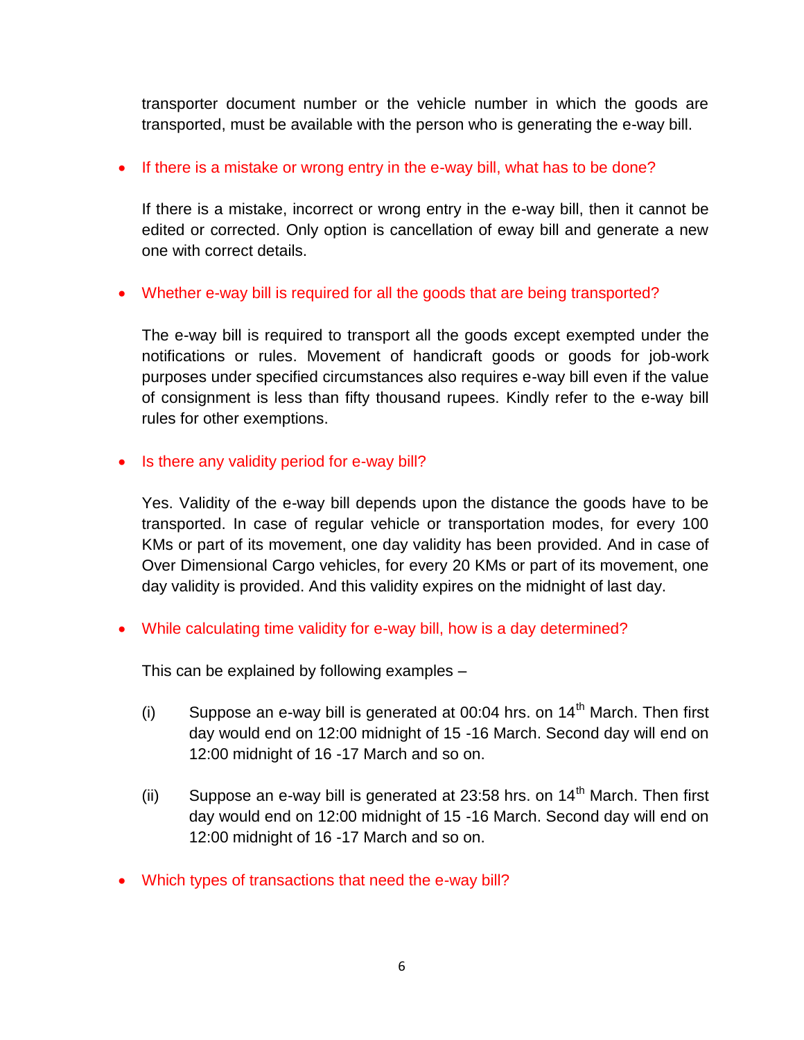transporter document number or the vehicle number in which the goods are transported, must be available with the person who is generating the e-way bill.

- If there is a mistake or wrong entry in the e-way bill, what has to be done?

  If there is a mistake, incorrect or wrong entry in the e-way bill, then it cannot be edited or corrected. Only option is cancellation of eway bill and generate a new one with correct details.

- Whether e-way bill is required for all the goods that are being transported?

  The e-way bill is required to transport all the goods except exempted under the notifications or rules. Movement of handicraft goods or goods for job-work purposes under specified circumstances also requires e-way bill even if the value of consignment is less than fifty thousand rupees. Kindly refer to the e-way bill rules for other exemptions.

- Is there any validity period for e-way bill?

  Yes. Validity of the e-way bill depends upon the distance the goods have to be transported. In case of regular vehicle or transportation modes, for every 100 KMs or part of its movement, one day validity has been provided. And in case of Over Dimensional Cargo vehicles, for every 20 KMs or part of its movement, one day validity is provided. And this validity expires on the midnight of last day.

- While calculating time validity for e-way bill, how is a day determined?

  This can be explained by following examples –

  (i) Suppose an e-way bill is generated at 00:04 hrs. on 14th March. Then first day would end on 12:00 midnight of 15 -16 March. Second day will end on 12:00 midnight of 16 -17 March and so on.

  (ii) Suppose an e-way bill is generated at 23:58 hrs. on 14th March. Then first day would end on 12:00 midnight of 15 -16 March. Second day will end on 12:00 midnight of 16 -17 March and so on.

- Which types of transactions that need the e-way bill?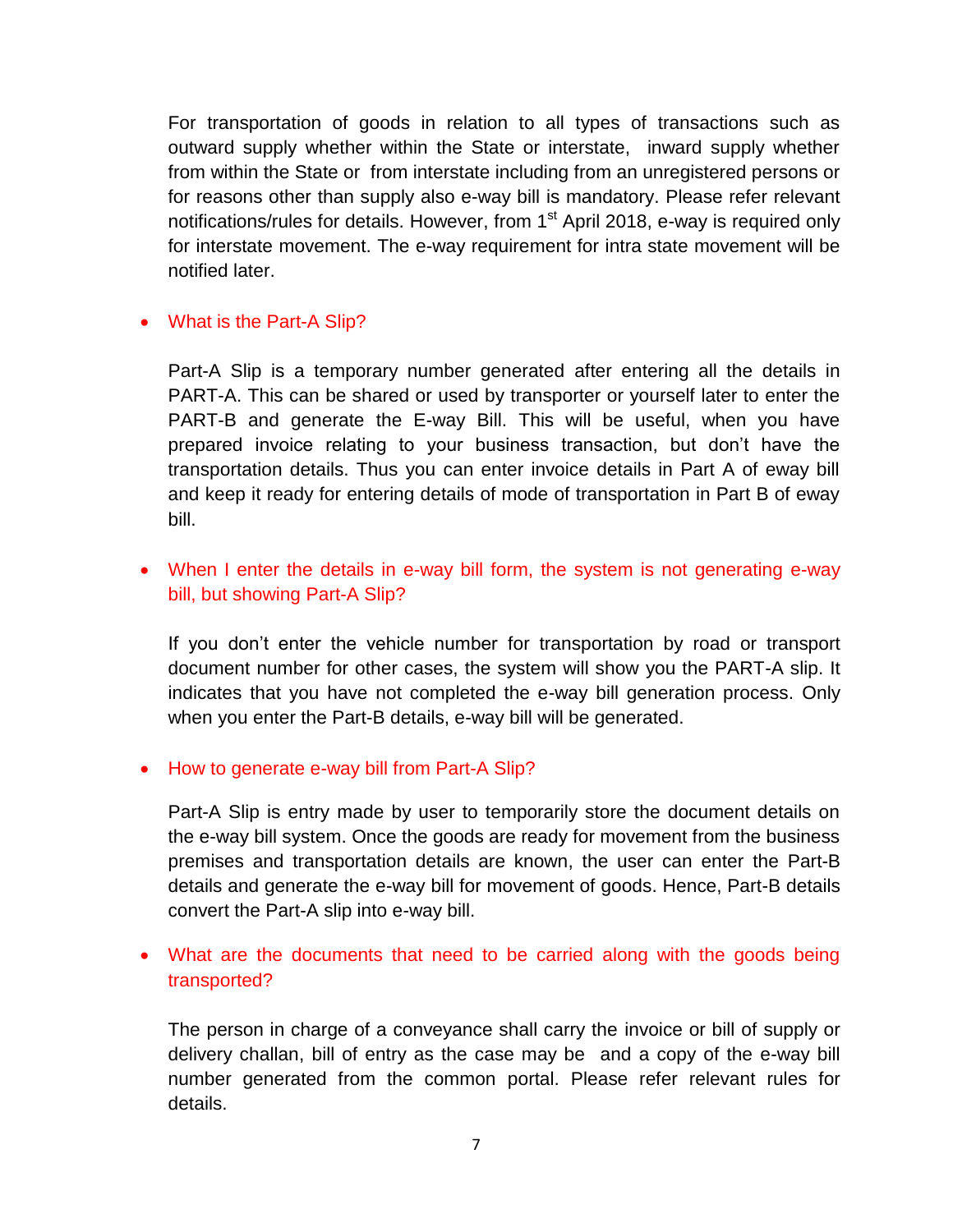For transportation of goods in relation to all types of transactions such as outward supply whether within the State or interstate, inward supply whether from within the State or from interstate including from an unregistered persons or for reasons other than supply also e-way bill is mandatory. Please refer relevant notifications/rules for details. However, from 1st April 2018, e-way is required only for interstate movement. The e-way requirement for intra state movement will be notified later.

- **What is the Part-A Slip?**

  Part-A Slip is a temporary number generated after entering all the details in PART-A. This can be shared or used by transporter or yourself later to enter the PART-B and generate the E-way Bill. This will be useful, when you have prepared invoice relating to your business transaction, but don't have the transportation details. Thus you can enter invoice details in Part A of eway bill and keep it ready for entering details of mode of transportation in Part B of eway bill.

- **When I enter the details in e-way bill form, the system is not generating e-way bill, but showing Part-A Slip?**

  If you don't enter the vehicle number for transportation by road or transport document number for other cases, the system will show you the PART-A slip. It indicates that you have not completed the e-way bill generation process. Only when you enter the Part-B details, e-way bill will be generated.

- **How to generate e-way bill from Part-A Slip?**

  Part-A Slip is entry made by user to temporarily store the document details on the e-way bill system. Once the goods are ready for movement from the business premises and transportation details are known, the user can enter the Part-B details and generate the e-way bill for movement of goods. Hence, Part-B details convert the Part-A slip into e-way bill.

- **What are the documents that need to be carried along with the goods being transported?**

  The person in charge of a conveyance shall carry the invoice or bill of supply or delivery challan, bill of entry as the case may be and a copy of the e-way bill number generated from the common portal. Please refer relevant rules for details.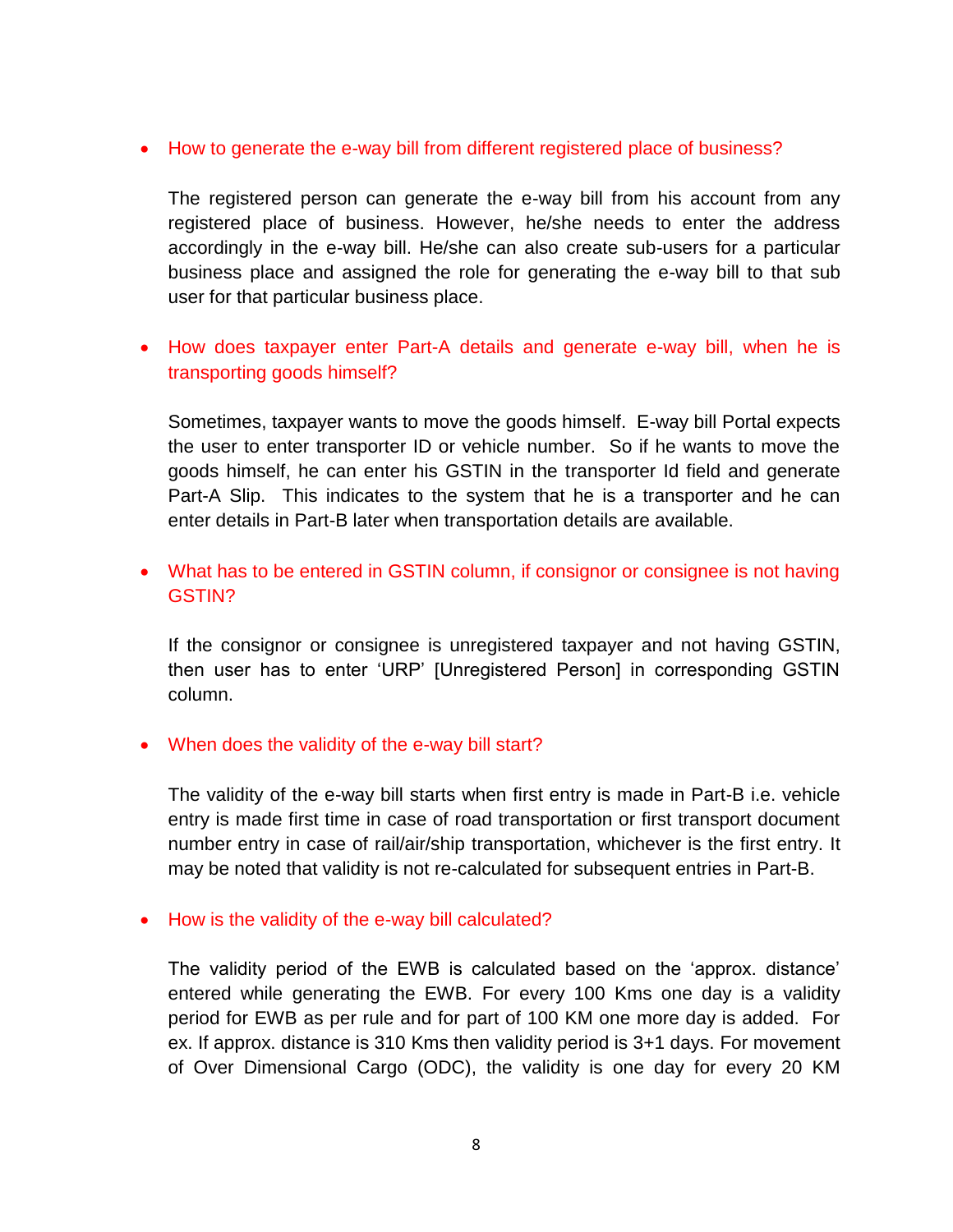- How to generate the e-way bill from different registered place of business?

  The registered person can generate the e-way bill from his account from any registered place of business. However, he/she needs to enter the address accordingly in the e-way bill. He/she can also create sub-users for a particular business place and assigned the role for generating the e-way bill to that sub user for that particular business place.

- How does taxpayer enter Part-A details and generate e-way bill, when he is transporting goods himself?

  Sometimes, taxpayer wants to move the goods himself. E-way bill Portal expects the user to enter transporter ID or vehicle number. So if he wants to move the goods himself, he can enter his GSTIN in the transporter Id field and generate Part-A Slip. This indicates to the system that he is a transporter and he can enter details in Part-B later when transportation details are available.

- What has to be entered in GSTIN column, if consignor or consignee is not having GSTIN?

  If the consignor or consignee is unregistered taxpayer and not having GSTIN, then user has to enter 'URP' [Unregistered Person] in corresponding GSTIN column.

- When does the validity of the e-way bill start?

  The validity of the e-way bill starts when first entry is made in Part-B i.e. vehicle entry is made first time in case of road transportation or first transport document number entry in case of rail/air/ship transportation, whichever is the first entry. It may be noted that validity is not re-calculated for subsequent entries in Part-B.

- How is the validity of the e-way bill calculated?

  The validity period of the EWB is calculated based on the 'approx. distance' entered while generating the EWB. For every 100 Kms one day is a validity period for EWB as per rule and for part of 100 KM one more day is added. For ex. If approx. distance is 310 Kms then validity period is 3+1 days. For movement of Over Dimensional Cargo (ODC), the validity is one day for every 20 KM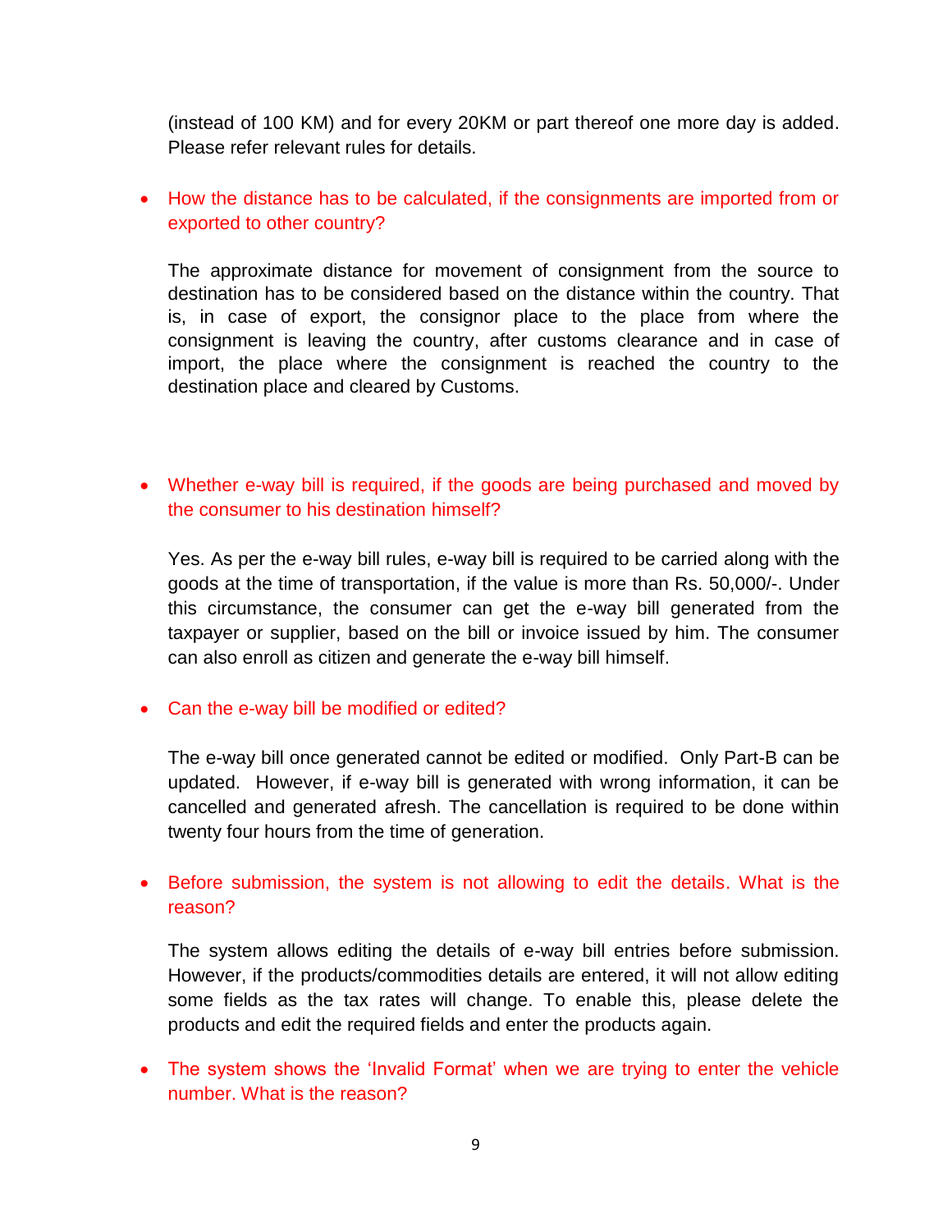(instead of 100 KM) and for every 20KM or part thereof one more day is added. Please refer relevant rules for details.

- **How the distance has to be calculated, if the consignments are imported from or exported to other country?**

  The approximate distance for movement of consignment from the source to destination has to be considered based on the distance within the country. That is, in case of export, the consignor place to the place from where the consignment is leaving the country, after customs clearance and in case of import, the place where the consignment is reached the country to the destination place and cleared by Customs.

- **Whether e-way bill is required, if the goods are being purchased and moved by the consumer to his destination himself?**

  Yes. As per the e-way bill rules, e-way bill is required to be carried along with the goods at the time of transportation, if the value is more than Rs. 50,000/-. Under this circumstance, the consumer can get the e-way bill generated from the taxpayer or supplier, based on the bill or invoice issued by him. The consumer can also enroll as citizen and generate the e-way bill himself.

- **Can the e-way bill be modified or edited?**

  The e-way bill once generated cannot be edited or modified. Only Part-B can be updated. However, if e-way bill is generated with wrong information, it can be cancelled and generated afresh. The cancellation is required to be done within twenty four hours from the time of generation.

- **Before submission, the system is not allowing to edit the details. What is the reason?**

  The system allows editing the details of e-way bill entries before submission. However, if the products/commodities details are entered, it will not allow editing some fields as the tax rates will change. To enable this, please delete the products and edit the required fields and enter the products again.

- **The system shows the 'Invalid Format' when we are trying to enter the vehicle number. What is the reason?**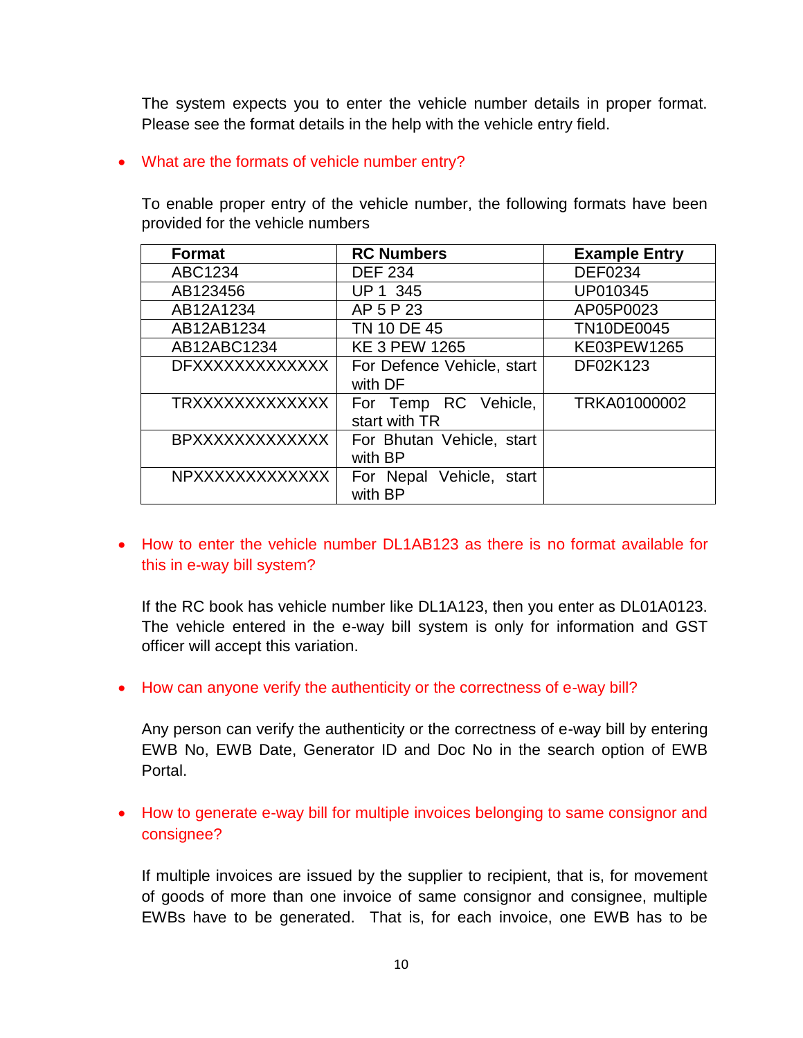The system expects you to enter the vehicle number details in proper format. Please see the format details in the help with the vehicle entry field.

- What are the formats of vehicle number entry?

To enable proper entry of the vehicle number, the following formats have been provided for the vehicle numbers

| Format | RC Numbers | Example Entry |
|---|---|---|
| ABC1234 | DEF 234 | DEF0234 |
| AB123456 | UP 1 345 | UP010345 |
| AB12A1234 | AP 5 P 23 | AP05P0023 |
| AB12AB1234 | TN 10 DE 45 | TN10DE0045 |
| AB12ABC1234 | KE 3 PEW 1265 | KE03PEW1265 |
| DFXXXXXXXXXXXX | For Defence Vehicle, start with DF | DF02K123 |
| TRXXXXXXXXXXXX | For Temp RC Vehicle, start with TR | TRKA01000002 |
| BPXXXXXXXXXXXX | For Bhutan Vehicle, start with BP | |
| NPXXXXXXXXXXXX | For Nepal Vehicle, start with BP | |

- How to enter the vehicle number DL1AB123 as there is no format available for this in e-way bill system?

If the RC book has vehicle number like DL1A123, then you enter as DL01A0123. The vehicle entered in the e-way bill system is only for information and GST officer will accept this variation.

- How can anyone verify the authenticity or the correctness of e-way bill?

Any person can verify the authenticity or the correctness of e-way bill by entering EWB No, EWB Date, Generator ID and Doc No in the search option of EWB Portal.

- How to generate e-way bill for multiple invoices belonging to same consignor and consignee?

If multiple invoices are issued by the supplier to recipient, that is, for movement of goods of more than one invoice of same consignor and consignee, multiple EWBs have to be generated. That is, for each invoice, one EWB has to be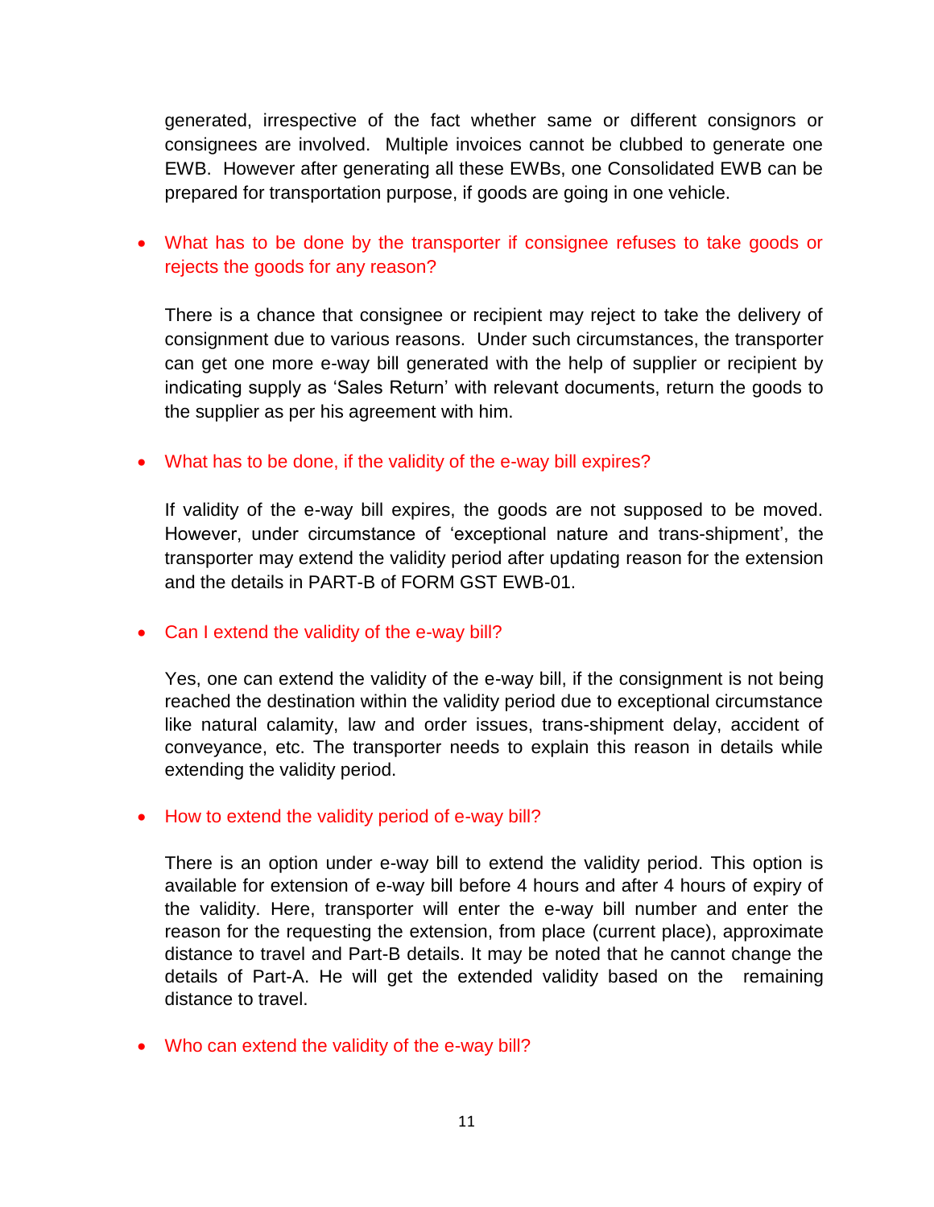generated, irrespective of the fact whether same or different consignors or consignees are involved. Multiple invoices cannot be clubbed to generate one EWB. However after generating all these EWBs, one Consolidated EWB can be prepared for transportation purpose, if goods are going in one vehicle.

- **What has to be done by the transporter if consignee refuses to take goods or rejects the goods for any reason?**

  There is a chance that consignee or recipient may reject to take the delivery of consignment due to various reasons. Under such circumstances, the transporter can get one more e-way bill generated with the help of supplier or recipient by indicating supply as 'Sales Return' with relevant documents, return the goods to the supplier as per his agreement with him.

- **What has to be done, if the validity of the e-way bill expires?**

  If validity of the e-way bill expires, the goods are not supposed to be moved. However, under circumstance of 'exceptional nature and trans-shipment', the transporter may extend the validity period after updating reason for the extension and the details in PART-B of FORM GST EWB-01.

- **Can I extend the validity of the e-way bill?**

  Yes, one can extend the validity of the e-way bill, if the consignment is not being reached the destination within the validity period due to exceptional circumstance like natural calamity, law and order issues, trans-shipment delay, accident of conveyance, etc. The transporter needs to explain this reason in details while extending the validity period.

- **How to extend the validity period of e-way bill?**

  There is an option under e-way bill to extend the validity period. This option is available for extension of e-way bill before 4 hours and after 4 hours of expiry of the validity. Here, transporter will enter the e-way bill number and enter the reason for the requesting the extension, from place (current place), approximate distance to travel and Part-B details. It may be noted that he cannot change the details of Part-A. He will get the extended validity based on the remaining distance to travel.

- **Who can extend the validity of the e-way bill?**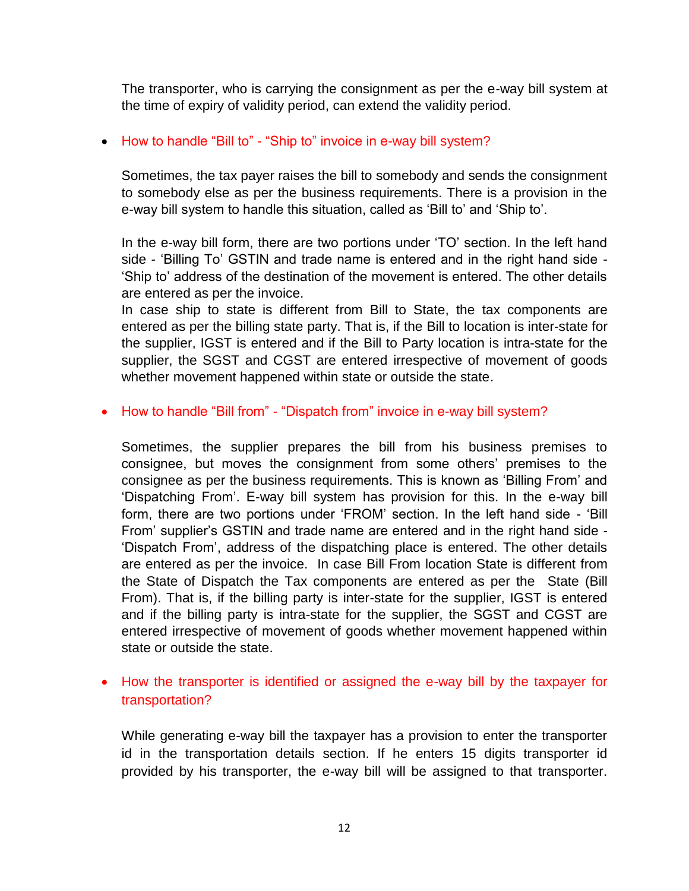The transporter, who is carrying the consignment as per the e-way bill system at the time of expiry of validity period, can extend the validity period.

- How to handle "Bill to" - "Ship to" invoice in e-way bill system?

  Sometimes, the tax payer raises the bill to somebody and sends the consignment to somebody else as per the business requirements. There is a provision in the e-way bill system to handle this situation, called as 'Bill to' and 'Ship to'.

  In the e-way bill form, there are two portions under 'TO' section. In the left hand side - 'Billing To' GSTIN and trade name is entered and in the right hand side - 'Ship to' address of the destination of the movement is entered. The other details are entered as per the invoice.
  In case ship to state is different from Bill to State, the tax components are entered as per the billing state party. That is, if the Bill to location is inter-state for the supplier, IGST is entered and if the Bill to Party location is intra-state for the supplier, the SGST and CGST are entered irrespective of movement of goods whether movement happened within state or outside the state.

- How to handle "Bill from" - "Dispatch from" invoice in e-way bill system?

  Sometimes, the supplier prepares the bill from his business premises to consignee, but moves the consignment from some others' premises to the consignee as per the business requirements. This is known as 'Billing From' and 'Dispatching From'. E-way bill system has provision for this. In the e-way bill form, there are two portions under 'FROM' section. In the left hand side - 'Bill From' supplier's GSTIN and trade name are entered and in the right hand side - 'Dispatch From', address of the dispatching place is entered. The other details are entered as per the invoice. In case Bill From location State is different from the State of Dispatch the Tax components are entered as per the State (Bill From). That is, if the billing party is inter-state for the supplier, IGST is entered and if the billing party is intra-state for the supplier, the SGST and CGST are entered irrespective of movement of goods whether movement happened within state or outside the state.

- How the transporter is identified or assigned the e-way bill by the taxpayer for transportation?

  While generating e-way bill the taxpayer has a provision to enter the transporter id in the transportation details section. If he enters 15 digits transporter id provided by his transporter, the e-way bill will be assigned to that transporter.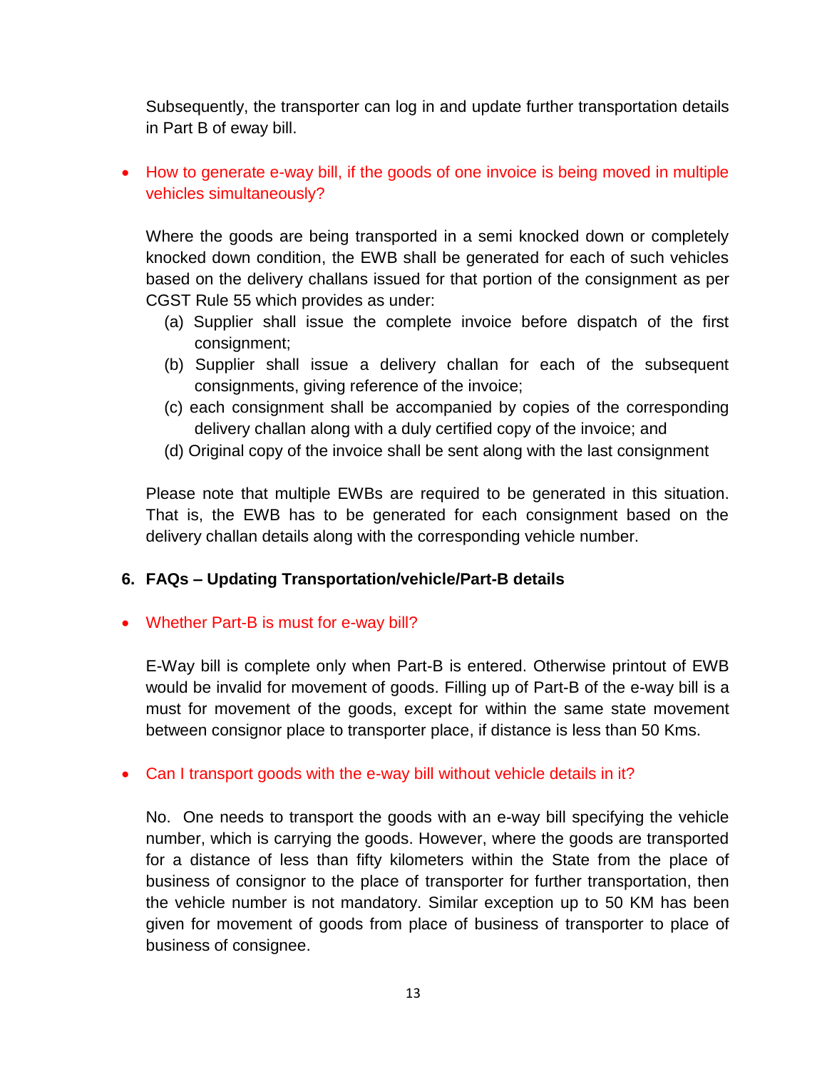Subsequently, the transporter can log in and update further transportation details in Part B of eway bill.

- How to generate e-way bill, if the goods of one invoice is being moved in multiple vehicles simultaneously?

  Where the goods are being transported in a semi knocked down or completely knocked down condition, the EWB shall be generated for each of such vehicles based on the delivery challans issued for that portion of the consignment as per CGST Rule 55 which provides as under:

  (a) Supplier shall issue the complete invoice before dispatch of the first consignment;
  (b) Supplier shall issue a delivery challan for each of the subsequent consignments, giving reference of the invoice;
  (c) each consignment shall be accompanied by copies of the corresponding delivery challan along with a duly certified copy of the invoice; and
  (d) Original copy of the invoice shall be sent along with the last consignment

  Please note that multiple EWBs are required to be generated in this situation. That is, the EWB has to be generated for each consignment based on the delivery challan details along with the corresponding vehicle number.

## 6. FAQs – Updating Transportation/vehicle/Part-B details

- Whether Part-B is must for e-way bill?

  E-Way bill is complete only when Part-B is entered. Otherwise printout of EWB would be invalid for movement of goods. Filling up of Part-B of the e-way bill is a must for movement of the goods, except for within the same state movement between consignor place to transporter place, if distance is less than 50 Kms.

- Can I transport goods with the e-way bill without vehicle details in it?

  No. One needs to transport the goods with an e-way bill specifying the vehicle number, which is carrying the goods. However, where the goods are transported for a distance of less than fifty kilometers within the State from the place of business of consignor to the place of transporter for further transportation, then the vehicle number is not mandatory. Similar exception up to 50 KM has been given for movement of goods from place of business of transporter to place of business of consignee.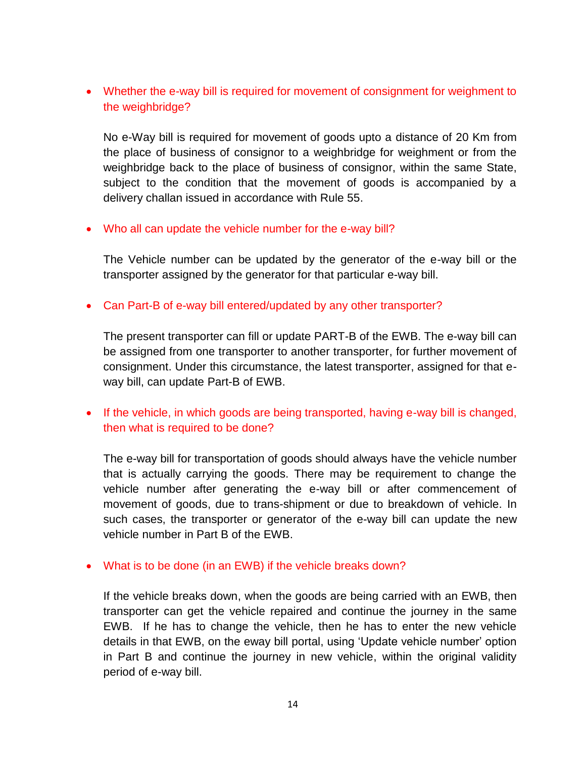- Whether the e-way bill is required for movement of consignment for weighment to the weighbridge?

  No e-Way bill is required for movement of goods upto a distance of 20 Km from the place of business of consignor to a weighbridge for weighment or from the weighbridge back to the place of business of consignor, within the same State, subject to the condition that the movement of goods is accompanied by a delivery challan issued in accordance with Rule 55.

- Who all can update the vehicle number for the e-way bill?

  The Vehicle number can be updated by the generator of the e-way bill or the transporter assigned by the generator for that particular e-way bill.

- Can Part-B of e-way bill entered/updated by any other transporter?

  The present transporter can fill or update PART-B of the EWB. The e-way bill can be assigned from one transporter to another transporter, for further movement of consignment. Under this circumstance, the latest transporter, assigned for that e-way bill, can update Part-B of EWB.

- If the vehicle, in which goods are being transported, having e-way bill is changed, then what is required to be done?

  The e-way bill for transportation of goods should always have the vehicle number that is actually carrying the goods. There may be requirement to change the vehicle number after generating the e-way bill or after commencement of movement of goods, due to trans-shipment or due to breakdown of vehicle. In such cases, the transporter or generator of the e-way bill can update the new vehicle number in Part B of the EWB.

- What is to be done (in an EWB) if the vehicle breaks down?

  If the vehicle breaks down, when the goods are being carried with an EWB, then transporter can get the vehicle repaired and continue the journey in the same EWB. If he has to change the vehicle, then he has to enter the new vehicle details in that EWB, on the eway bill portal, using 'Update vehicle number' option in Part B and continue the journey in new vehicle, within the original validity period of e-way bill.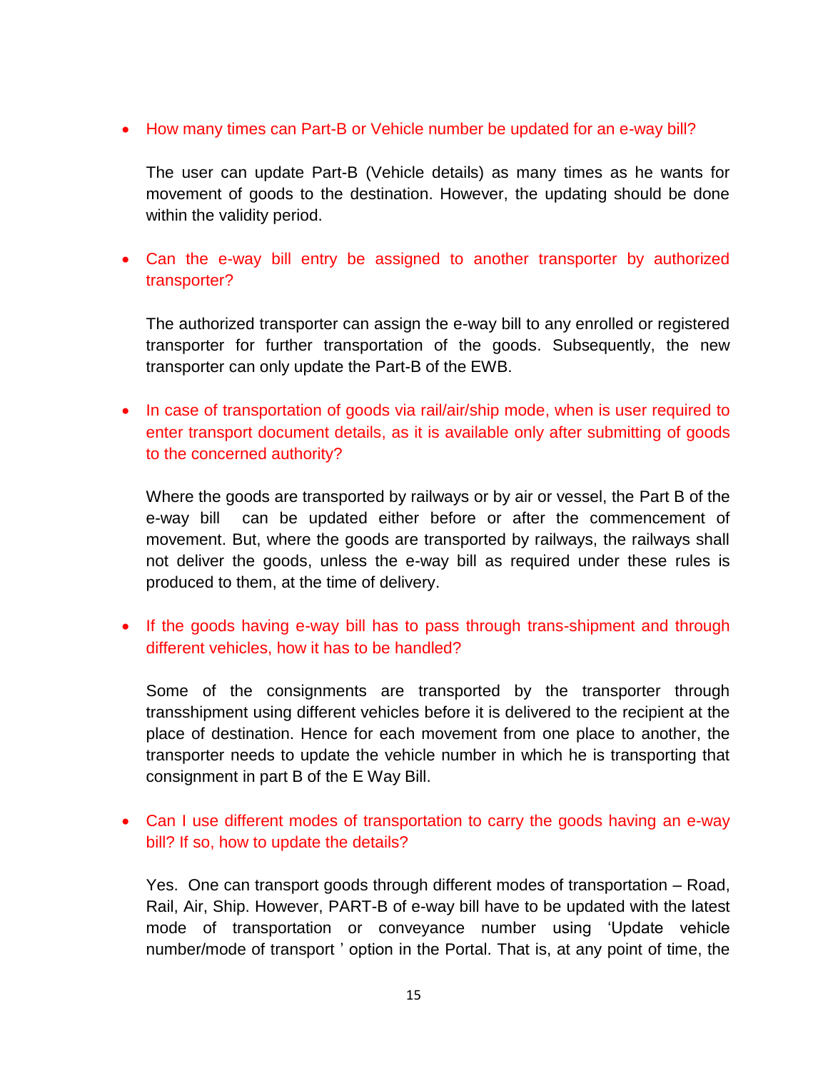- How many times can Part-B or Vehicle number be updated for an e-way bill?

  The user can update Part-B (Vehicle details) as many times as he wants for movement of goods to the destination. However, the updating should be done within the validity period.

- Can the e-way bill entry be assigned to another transporter by authorized transporter?

  The authorized transporter can assign the e-way bill to any enrolled or registered transporter for further transportation of the goods. Subsequently, the new transporter can only update the Part-B of the EWB.

- In case of transportation of goods via rail/air/ship mode, when is user required to enter transport document details, as it is available only after submitting of goods to the concerned authority?

  Where the goods are transported by railways or by air or vessel, the Part B of the e-way bill can be updated either before or after the commencement of movement. But, where the goods are transported by railways, the railways shall not deliver the goods, unless the e-way bill as required under these rules is produced to them, at the time of delivery.

- If the goods having e-way bill has to pass through trans-shipment and through different vehicles, how it has to be handled?

  Some of the consignments are transported by the transporter through transshipment using different vehicles before it is delivered to the recipient at the place of destination. Hence for each movement from one place to another, the transporter needs to update the vehicle number in which he is transporting that consignment in part B of the E Way Bill.

- Can I use different modes of transportation to carry the goods having an e-way bill? If so, how to update the details?

  Yes. One can transport goods through different modes of transportation – Road, Rail, Air, Ship. However, PART-B of e-way bill have to be updated with the latest mode of transportation or conveyance number using 'Update vehicle number/mode of transport ' option in the Portal. That is, at any point of time, the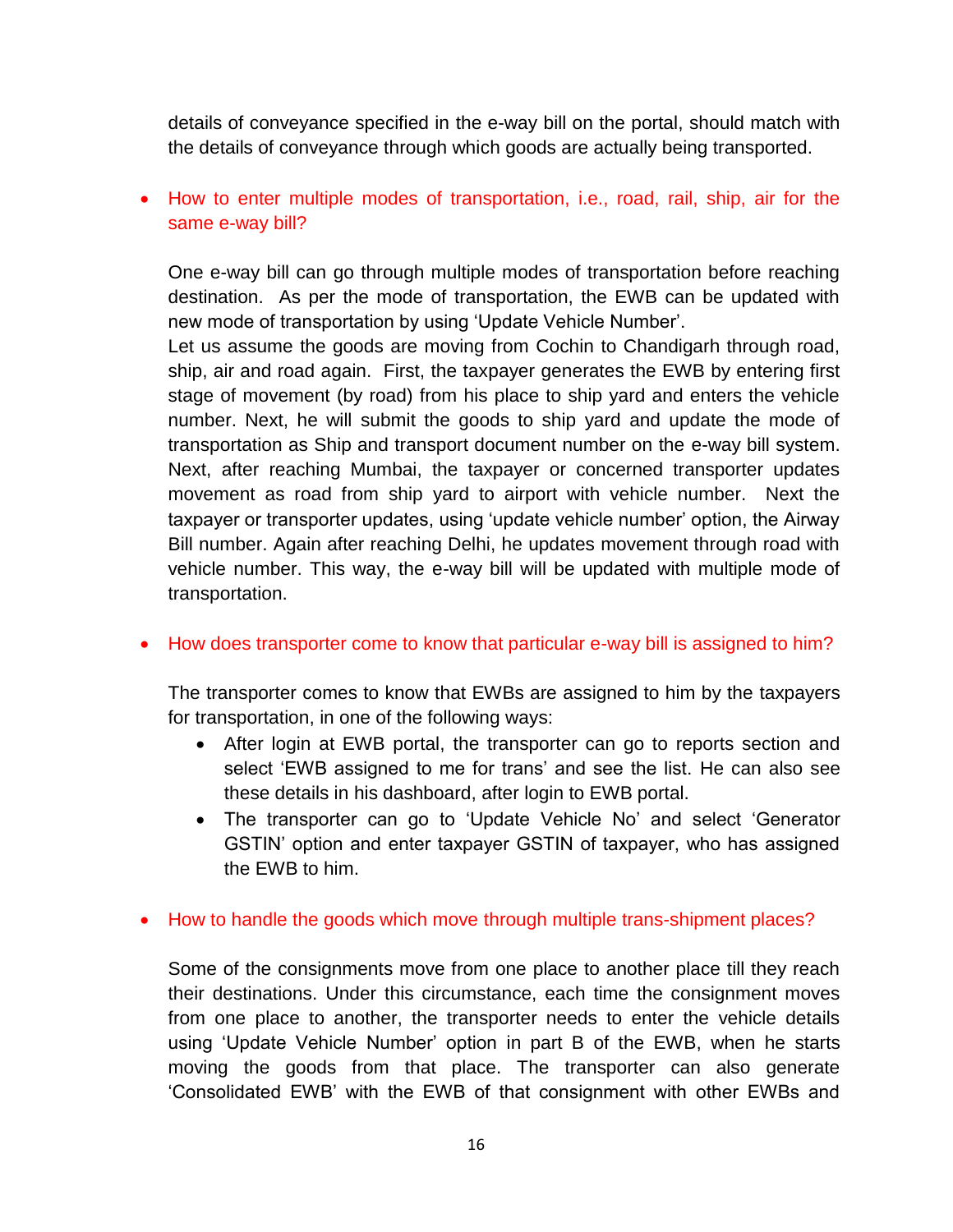details of conveyance specified in the e-way bill on the portal, should match with the details of conveyance through which goods are actually being transported.

- **How to enter multiple modes of transportation, i.e., road, rail, ship, air for the same e-way bill?**

  One e-way bill can go through multiple modes of transportation before reaching destination. As per the mode of transportation, the EWB can be updated with new mode of transportation by using 'Update Vehicle Number'.
  Let us assume the goods are moving from Cochin to Chandigarh through road, ship, air and road again. First, the taxpayer generates the EWB by entering first stage of movement (by road) from his place to ship yard and enters the vehicle number. Next, he will submit the goods to ship yard and update the mode of transportation as Ship and transport document number on the e-way bill system. Next, after reaching Mumbai, the taxpayer or concerned transporter updates movement as road from ship yard to airport with vehicle number. Next the taxpayer or transporter updates, using 'update vehicle number' option, the Airway Bill number. Again after reaching Delhi, he updates movement through road with vehicle number. This way, the e-way bill will be updated with multiple mode of transportation.

- **How does transporter come to know that particular e-way bill is assigned to him?**

  The transporter comes to know that EWBs are assigned to him by the taxpayers for transportation, in one of the following ways:
  - After login at EWB portal, the transporter can go to reports section and select 'EWB assigned to me for trans' and see the list. He can also see these details in his dashboard, after login to EWB portal.
  - The transporter can go to 'Update Vehicle No' and select 'Generator GSTIN' option and enter taxpayer GSTIN of taxpayer, who has assigned the EWB to him.

- **How to handle the goods which move through multiple trans-shipment places?**

  Some of the consignments move from one place to another place till they reach their destinations. Under this circumstance, each time the consignment moves from one place to another, the transporter needs to enter the vehicle details using 'Update Vehicle Number' option in part B of the EWB, when he starts moving the goods from that place. The transporter can also generate 'Consolidated EWB' with the EWB of that consignment with other EWBs and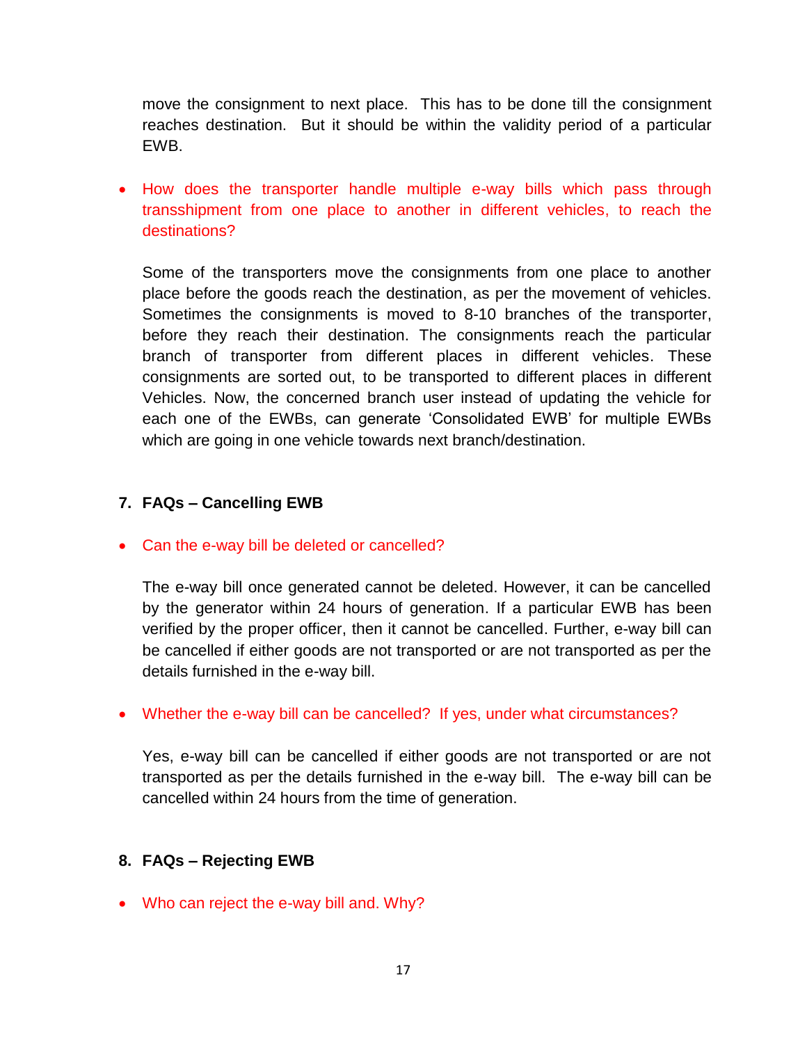move the consignment to next place. This has to be done till the consignment reaches destination. But it should be within the validity period of a particular EWB.

- How does the transporter handle multiple e-way bills which pass through transshipment from one place to another in different vehicles, to reach the destinations?

  Some of the transporters move the consignments from one place to another place before the goods reach the destination, as per the movement of vehicles. Sometimes the consignments is moved to 8-10 branches of the transporter, before they reach their destination. The consignments reach the particular branch of transporter from different places in different vehicles. These consignments are sorted out, to be transported to different places in different Vehicles. Now, the concerned branch user instead of updating the vehicle for each one of the EWBs, can generate 'Consolidated EWB' for multiple EWBs which are going in one vehicle towards next branch/destination.

## 7. FAQs – Cancelling EWB

- Can the e-way bill be deleted or cancelled?

  The e-way bill once generated cannot be deleted. However, it can be cancelled by the generator within 24 hours of generation. If a particular EWB has been verified by the proper officer, then it cannot be cancelled. Further, e-way bill can be cancelled if either goods are not transported or are not transported as per the details furnished in the e-way bill.

- Whether the e-way bill can be cancelled? If yes, under what circumstances?

  Yes, e-way bill can be cancelled if either goods are not transported or are not transported as per the details furnished in the e-way bill. The e-way bill can be cancelled within 24 hours from the time of generation.

## 8. FAQs – Rejecting EWB

- Who can reject the e-way bill and. Why?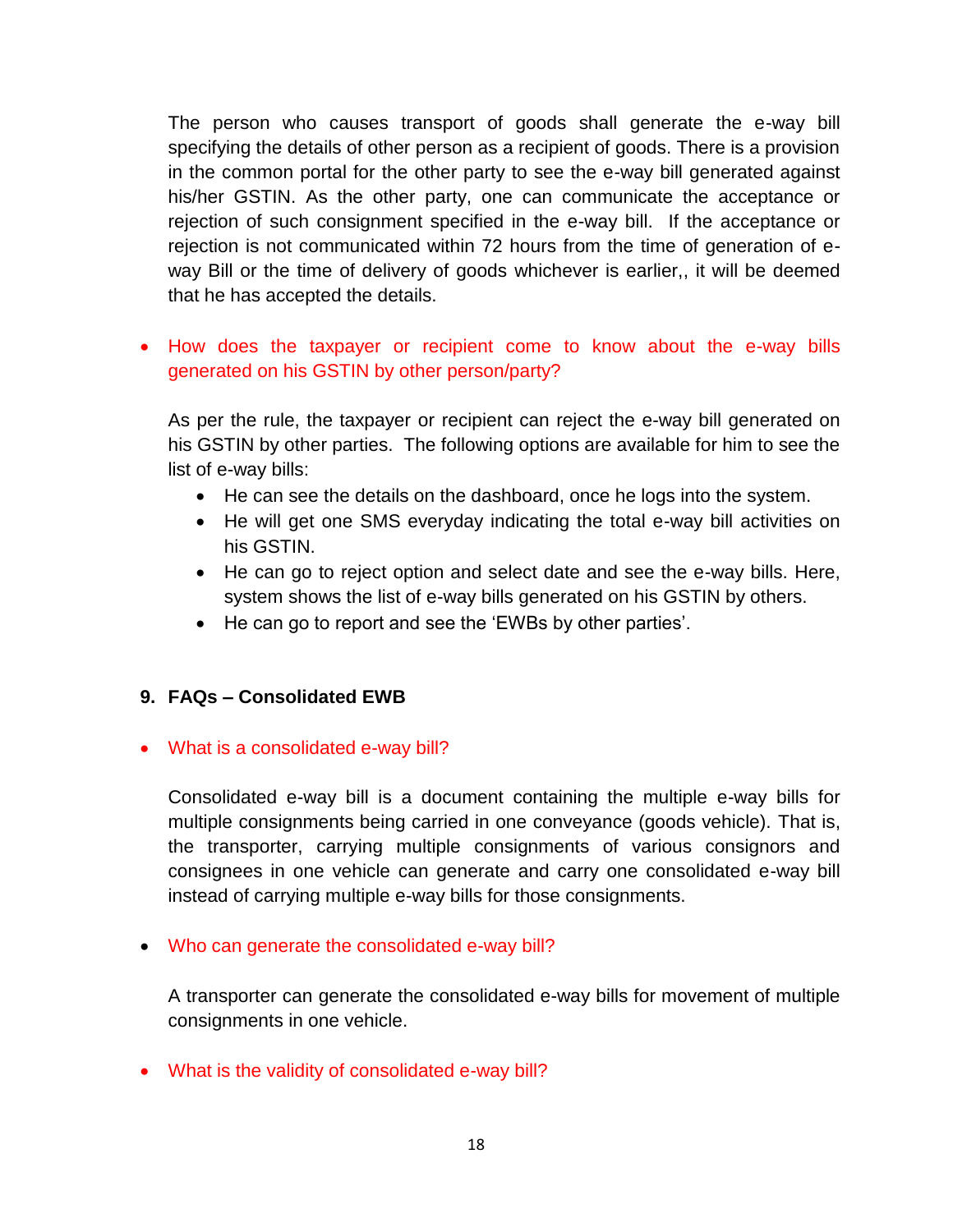The person who causes transport of goods shall generate the e-way bill specifying the details of other person as a recipient of goods. There is a provision in the common portal for the other party to see the e-way bill generated against his/her GSTIN. As the other party, one can communicate the acceptance or rejection of such consignment specified in the e-way bill. If the acceptance or rejection is not communicated within 72 hours from the time of generation of e-way Bill or the time of delivery of goods whichever is earlier,, it will be deemed that he has accepted the details.

- How does the taxpayer or recipient come to know about the e-way bills generated on his GSTIN by other person/party?

  As per the rule, the taxpayer or recipient can reject the e-way bill generated on his GSTIN by other parties. The following options are available for him to see the list of e-way bills:

  - He can see the details on the dashboard, once he logs into the system.
  - He will get one SMS everyday indicating the total e-way bill activities on his GSTIN.
  - He can go to reject option and select date and see the e-way bills. Here, system shows the list of e-way bills generated on his GSTIN by others.
  - He can go to report and see the 'EWBs by other parties'.

## 9. FAQs – Consolidated EWB

- What is a consolidated e-way bill?

  Consolidated e-way bill is a document containing the multiple e-way bills for multiple consignments being carried in one conveyance (goods vehicle). That is, the transporter, carrying multiple consignments of various consignors and consignees in one vehicle can generate and carry one consolidated e-way bill instead of carrying multiple e-way bills for those consignments.

- Who can generate the consolidated e-way bill?

  A transporter can generate the consolidated e-way bills for movement of multiple consignments in one vehicle.

- What is the validity of consolidated e-way bill?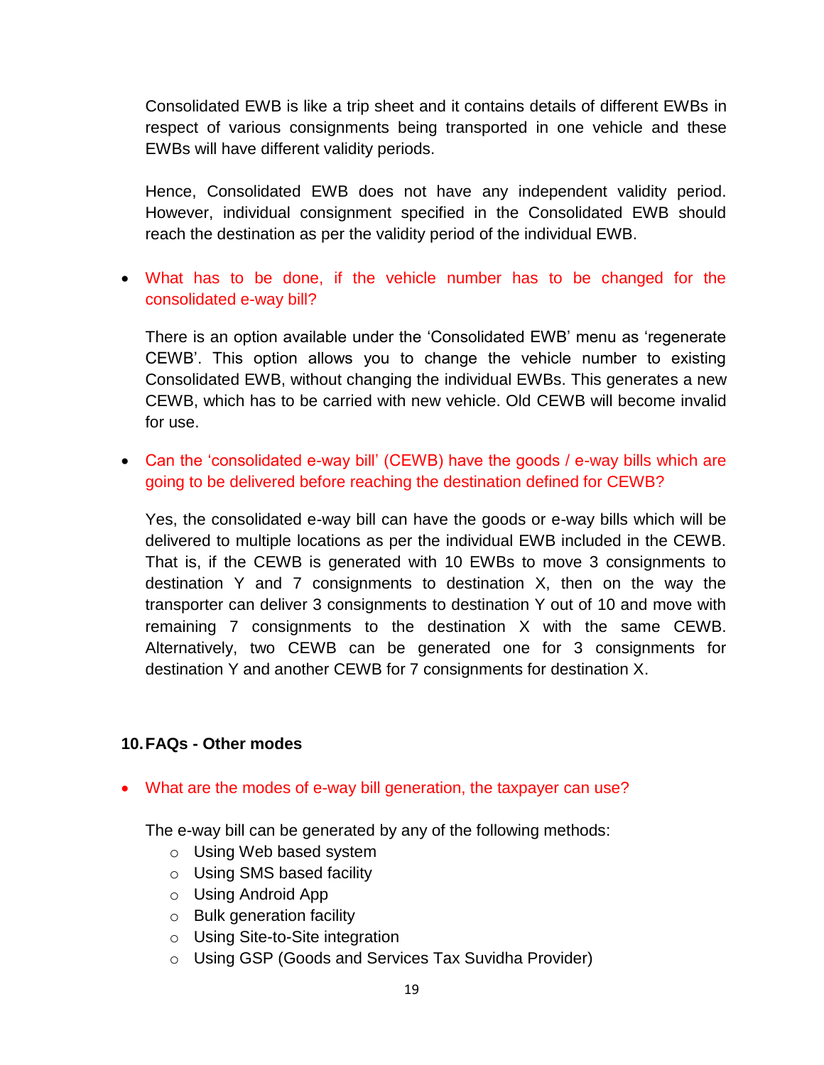Consolidated EWB is like a trip sheet and it contains details of different EWBs in respect of various consignments being transported in one vehicle and these EWBs will have different validity periods.

Hence, Consolidated EWB does not have any independent validity period. However, individual consignment specified in the Consolidated EWB should reach the destination as per the validity period of the individual EWB.

- What has to be done, if the vehicle number has to be changed for the consolidated e-way bill?

  There is an option available under the 'Consolidated EWB' menu as 'regenerate CEWB'. This option allows you to change the vehicle number to existing Consolidated EWB, without changing the individual EWBs. This generates a new CEWB, which has to be carried with new vehicle. Old CEWB will become invalid for use.

- Can the 'consolidated e-way bill' (CEWB) have the goods / e-way bills which are going to be delivered before reaching the destination defined for CEWB?

  Yes, the consolidated e-way bill can have the goods or e-way bills which will be delivered to multiple locations as per the individual EWB included in the CEWB. That is, if the CEWB is generated with 10 EWBs to move 3 consignments to destination Y and 7 consignments to destination X, then on the way the transporter can deliver 3 consignments to destination Y out of 10 and move with remaining 7 consignments to the destination X with the same CEWB. Alternatively, two CEWB can be generated one for 3 consignments for destination Y and another CEWB for 7 consignments for destination X.

## 10. FAQs - Other modes

- What are the modes of e-way bill generation, the taxpayer can use?

  The e-way bill can be generated by any of the following methods:
    - Using Web based system
    - Using SMS based facility
    - Using Android App
    - Bulk generation facility
    - Using Site-to-Site integration
    - Using GSP (Goods and Services Tax Suvidha Provider)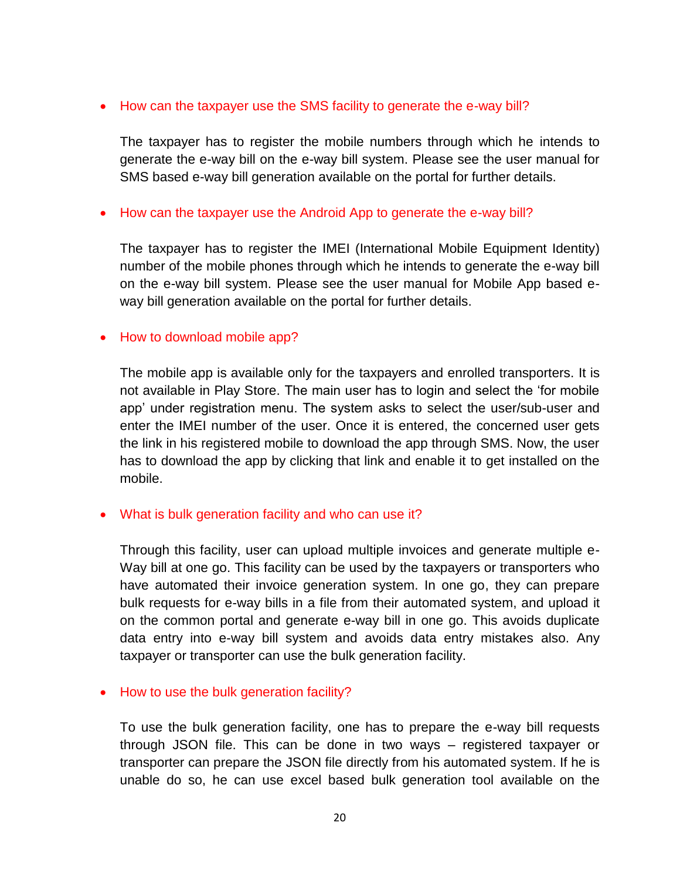- How can the taxpayer use the SMS facility to generate the e-way bill?

  The taxpayer has to register the mobile numbers through which he intends to generate the e-way bill on the e-way bill system. Please see the user manual for SMS based e-way bill generation available on the portal for further details.

- How can the taxpayer use the Android App to generate the e-way bill?

  The taxpayer has to register the IMEI (International Mobile Equipment Identity) number of the mobile phones through which he intends to generate the e-way bill on the e-way bill system. Please see the user manual for Mobile App based e-way bill generation available on the portal for further details.

- How to download mobile app?

  The mobile app is available only for the taxpayers and enrolled transporters. It is not available in Play Store. The main user has to login and select the 'for mobile app' under registration menu. The system asks to select the user/sub-user and enter the IMEI number of the user. Once it is entered, the concerned user gets the link in his registered mobile to download the app through SMS. Now, the user has to download the app by clicking that link and enable it to get installed on the mobile.

- What is bulk generation facility and who can use it?

  Through this facility, user can upload multiple invoices and generate multiple e-Way bill at one go. This facility can be used by the taxpayers or transporters who have automated their invoice generation system. In one go, they can prepare bulk requests for e-way bills in a file from their automated system, and upload it on the common portal and generate e-way bill in one go. This avoids duplicate data entry into e-way bill system and avoids data entry mistakes also. Any taxpayer or transporter can use the bulk generation facility.

- How to use the bulk generation facility?

  To use the bulk generation facility, one has to prepare the e-way bill requests through JSON file. This can be done in two ways – registered taxpayer or transporter can prepare the JSON file directly from his automated system. If he is unable do so, he can use excel based bulk generation tool available on the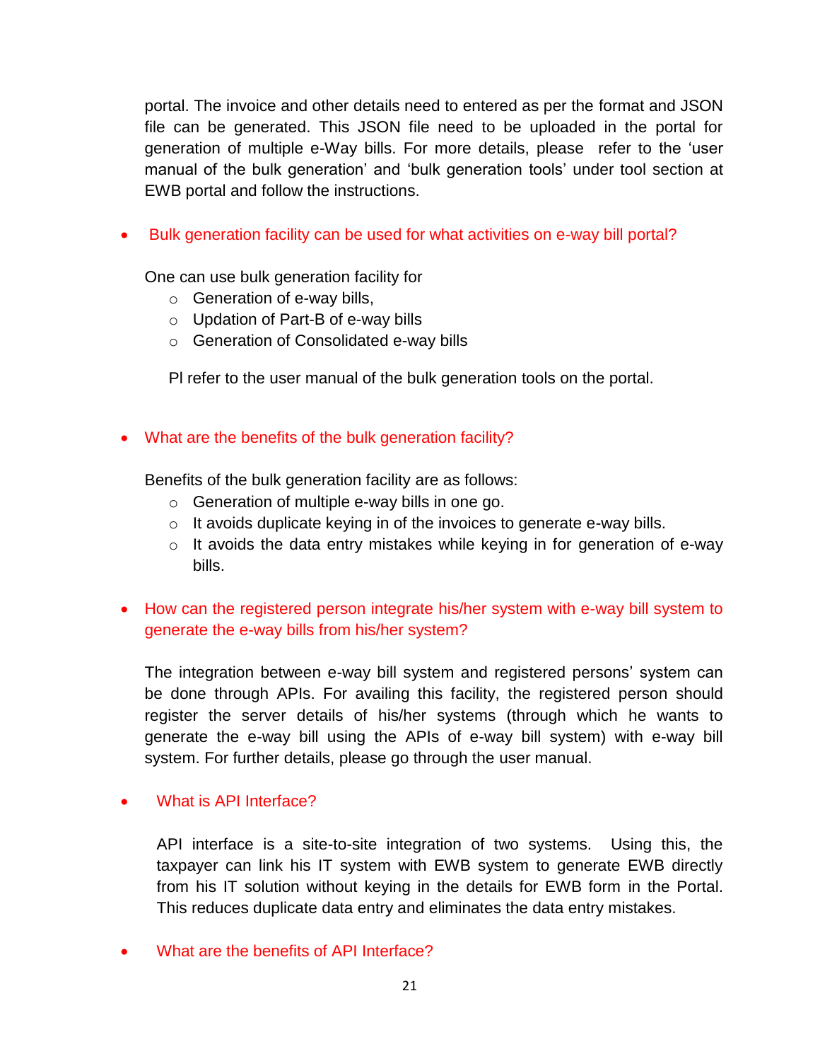portal. The invoice and other details need to entered as per the format and JSON file can be generated. This JSON file need to be uploaded in the portal for generation of multiple e-Way bills. For more details, please refer to the 'user manual of the bulk generation' and 'bulk generation tools' under tool section at EWB portal and follow the instructions.

- **Bulk generation facility can be used for what activities on e-way bill portal?**

  One can use bulk generation facility for
  - Generation of e-way bills,
  - Updation of Part-B of e-way bills
  - Generation of Consolidated e-way bills

  Pl refer to the user manual of the bulk generation tools on the portal.

- **What are the benefits of the bulk generation facility?**

  Benefits of the bulk generation facility are as follows:
  - Generation of multiple e-way bills in one go.
  - It avoids duplicate keying in of the invoices to generate e-way bills.
  - It avoids the data entry mistakes while keying in for generation of e-way bills.

- **How can the registered person integrate his/her system with e-way bill system to generate the e-way bills from his/her system?**

  The integration between e-way bill system and registered persons' system can be done through APIs. For availing this facility, the registered person should register the server details of his/her systems (through which he wants to generate the e-way bill using the APIs of e-way bill system) with e-way bill system. For further details, please go through the user manual.

- **What is API Interface?**

  API interface is a site-to-site integration of two systems. Using this, the taxpayer can link his IT system with EWB system to generate EWB directly from his IT solution without keying in the details for EWB form in the Portal. This reduces duplicate data entry and eliminates the data entry mistakes.

- **What are the benefits of API Interface?**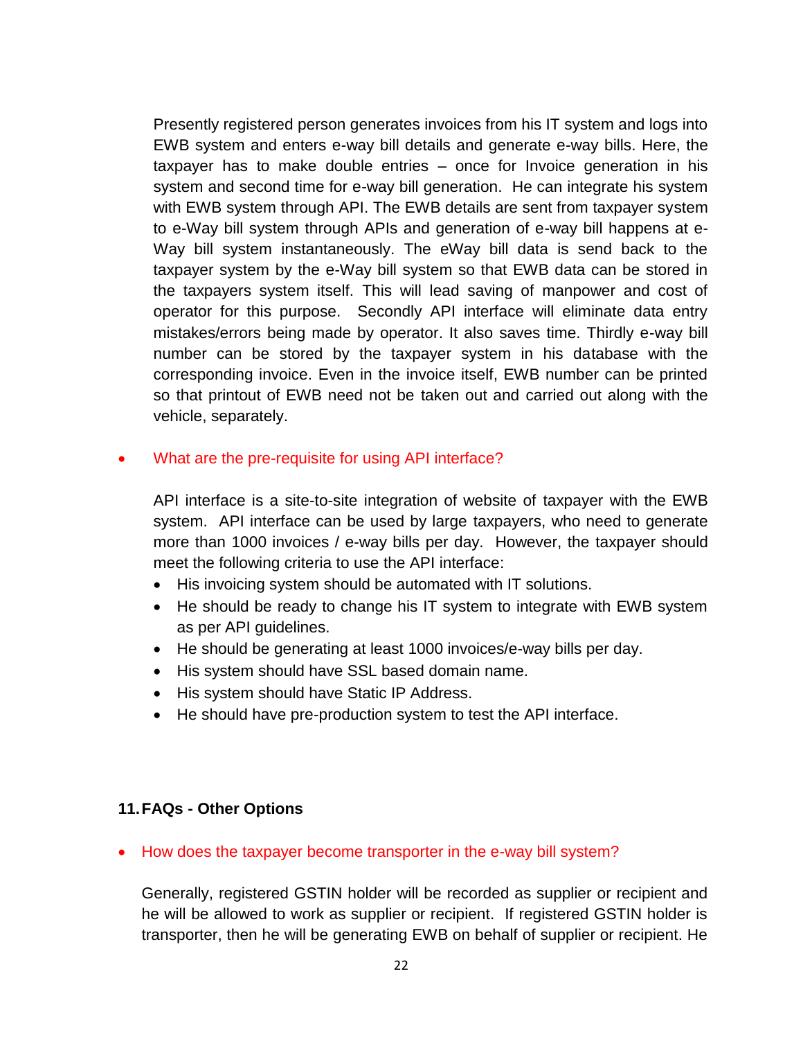Presently registered person generates invoices from his IT system and logs into EWB system and enters e-way bill details and generate e-way bills. Here, the taxpayer has to make double entries – once for Invoice generation in his system and second time for e-way bill generation. He can integrate his system with EWB system through API. The EWB details are sent from taxpayer system to e-Way bill system through APIs and generation of e-way bill happens at e-Way bill system instantaneously. The eWay bill data is send back to the taxpayer system by the e-Way bill system so that EWB data can be stored in the taxpayers system itself. This will lead saving of manpower and cost of operator for this purpose. Secondly API interface will eliminate data entry mistakes/errors being made by operator. It also saves time. Thirdly e-way bill number can be stored by the taxpayer system in his database with the corresponding invoice. Even in the invoice itself, EWB number can be printed so that printout of EWB need not be taken out and carried out along with the vehicle, separately.

- What are the pre-requisite for using API interface?

  API interface is a site-to-site integration of website of taxpayer with the EWB system. API interface can be used by large taxpayers, who need to generate more than 1000 invoices / e-way bills per day. However, the taxpayer should meet the following criteria to use the API interface:

  - His invoicing system should be automated with IT solutions.
  - He should be ready to change his IT system to integrate with EWB system as per API guidelines.
  - He should be generating at least 1000 invoices/e-way bills per day.
  - His system should have SSL based domain name.
  - His system should have Static IP Address.
  - He should have pre-production system to test the API interface.

## 11. FAQs - Other Options

- How does the taxpayer become transporter in the e-way bill system?

Generally, registered GSTIN holder will be recorded as supplier or recipient and he will be allowed to work as supplier or recipient. If registered GSTIN holder is transporter, then he will be generating EWB on behalf of supplier or recipient. He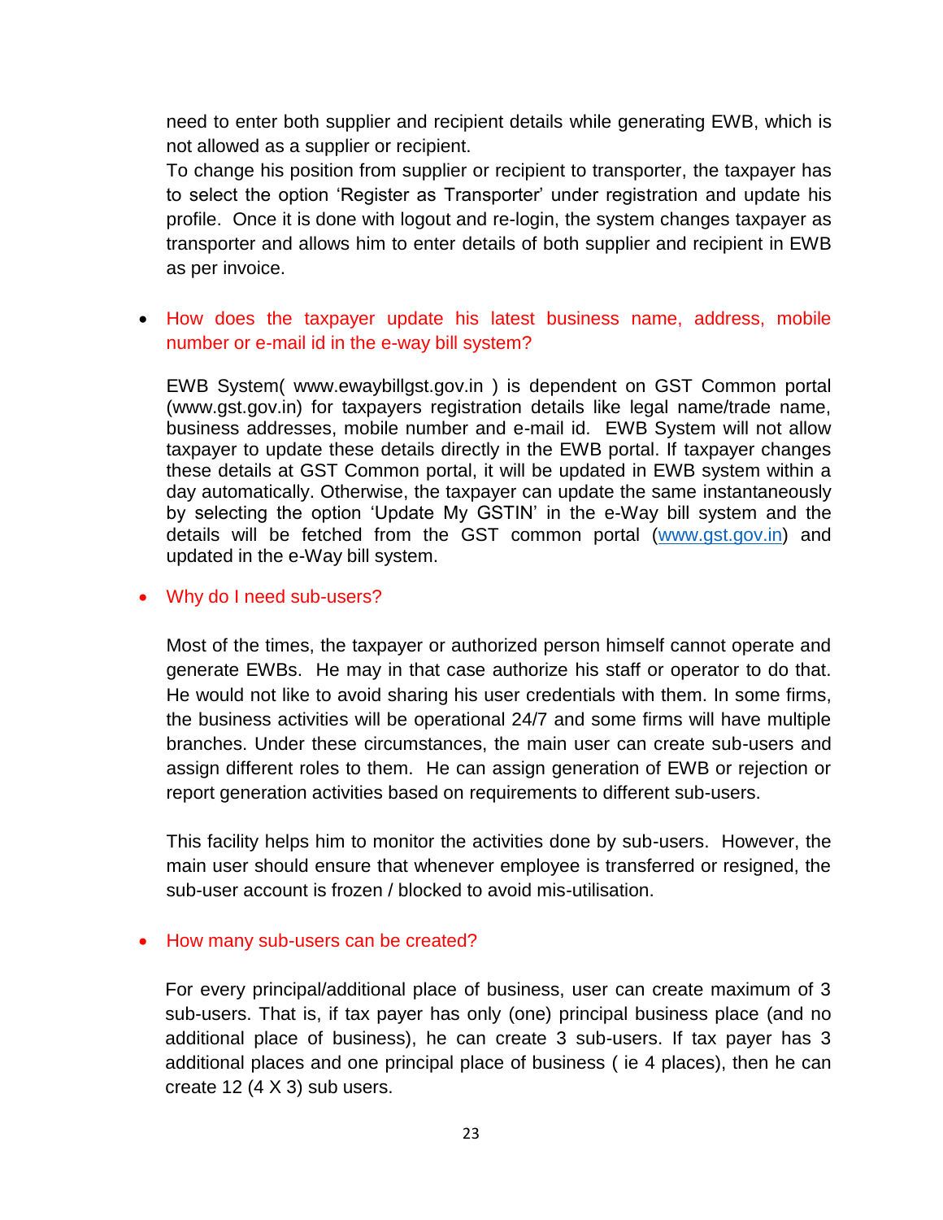need to enter both supplier and recipient details while generating EWB, which is not allowed as a supplier or recipient.

To change his position from supplier or recipient to transporter, the taxpayer has to select the option 'Register as Transporter' under registration and update his profile. Once it is done with logout and re-login, the system changes taxpayer as transporter and allows him to enter details of both supplier and recipient in EWB as per invoice.

- **How does the taxpayer update his latest business name, address, mobile number or e-mail id in the e-way bill system?**

  EWB System( www.ewaybillgst.gov.in ) is dependent on GST Common portal (www.gst.gov.in) for taxpayers registration details like legal name/trade name, business addresses, mobile number and e-mail id. EWB System will not allow taxpayer to update these details directly in the EWB portal. If taxpayer changes these details at GST Common portal, it will be updated in EWB system within a day automatically. Otherwise, the taxpayer can update the same instantaneously by selecting the option 'Update My GSTIN' in the e-Way bill system and the details will be fetched from the GST common portal (www.gst.gov.in) and updated in the e-Way bill system.

- **Why do I need sub-users?**

  Most of the times, the taxpayer or authorized person himself cannot operate and generate EWBs. He may in that case authorize his staff or operator to do that. He would not like to avoid sharing his user credentials with them. In some firms, the business activities will be operational 24/7 and some firms will have multiple branches. Under these circumstances, the main user can create sub-users and assign different roles to them. He can assign generation of EWB or rejection or report generation activities based on requirements to different sub-users.

  This facility helps him to monitor the activities done by sub-users. However, the main user should ensure that whenever employee is transferred or resigned, the sub-user account is frozen / blocked to avoid mis-utilisation.

- **How many sub-users can be created?**

  For every principal/additional place of business, user can create maximum of 3 sub-users. That is, if tax payer has only (one) principal business place (and no additional place of business), he can create 3 sub-users. If tax payer has 3 additional places and one principal place of business ( ie 4 places), then he can create 12 (4 X 3) sub users.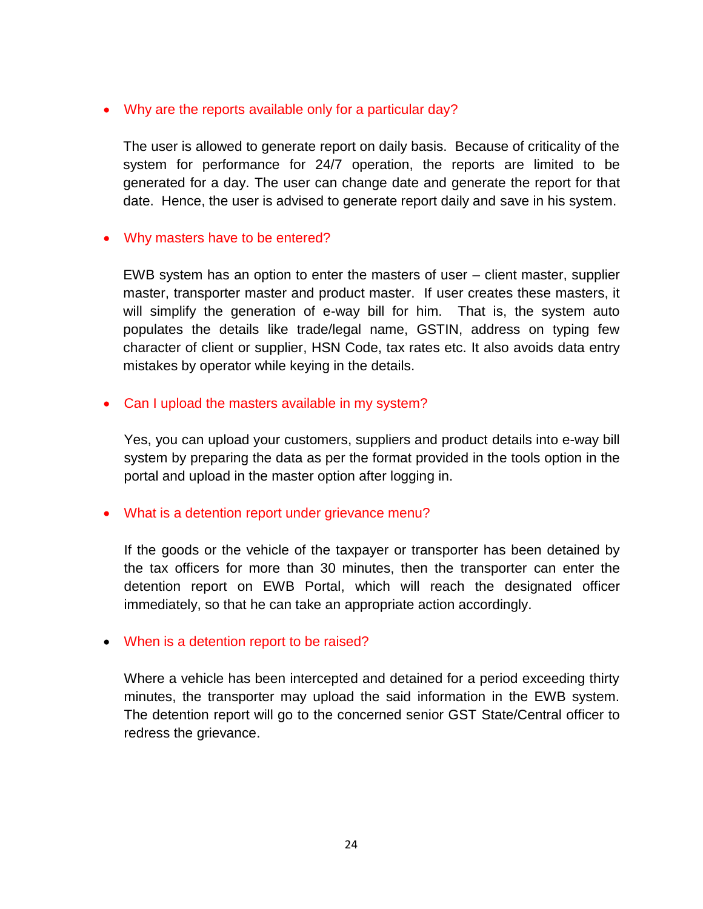- Why are the reports available only for a particular day?

  The user is allowed to generate report on daily basis. Because of criticality of the system for performance for 24/7 operation, the reports are limited to be generated for a day. The user can change date and generate the report for that date. Hence, the user is advised to generate report daily and save in his system.

- Why masters have to be entered?

  EWB system has an option to enter the masters of user – client master, supplier master, transporter master and product master. If user creates these masters, it will simplify the generation of e-way bill for him. That is, the system auto populates the details like trade/legal name, GSTIN, address on typing few character of client or supplier, HSN Code, tax rates etc. It also avoids data entry mistakes by operator while keying in the details.

- Can I upload the masters available in my system?

  Yes, you can upload your customers, suppliers and product details into e-way bill system by preparing the data as per the format provided in the tools option in the portal and upload in the master option after logging in.

- What is a detention report under grievance menu?

  If the goods or the vehicle of the taxpayer or transporter has been detained by the tax officers for more than 30 minutes, then the transporter can enter the detention report on EWB Portal, which will reach the designated officer immediately, so that he can take an appropriate action accordingly.

- When is a detention report to be raised?

  Where a vehicle has been intercepted and detained for a period exceeding thirty minutes, the transporter may upload the said information in the EWB system. The detention report will go to the concerned senior GST State/Central officer to redress the grievance.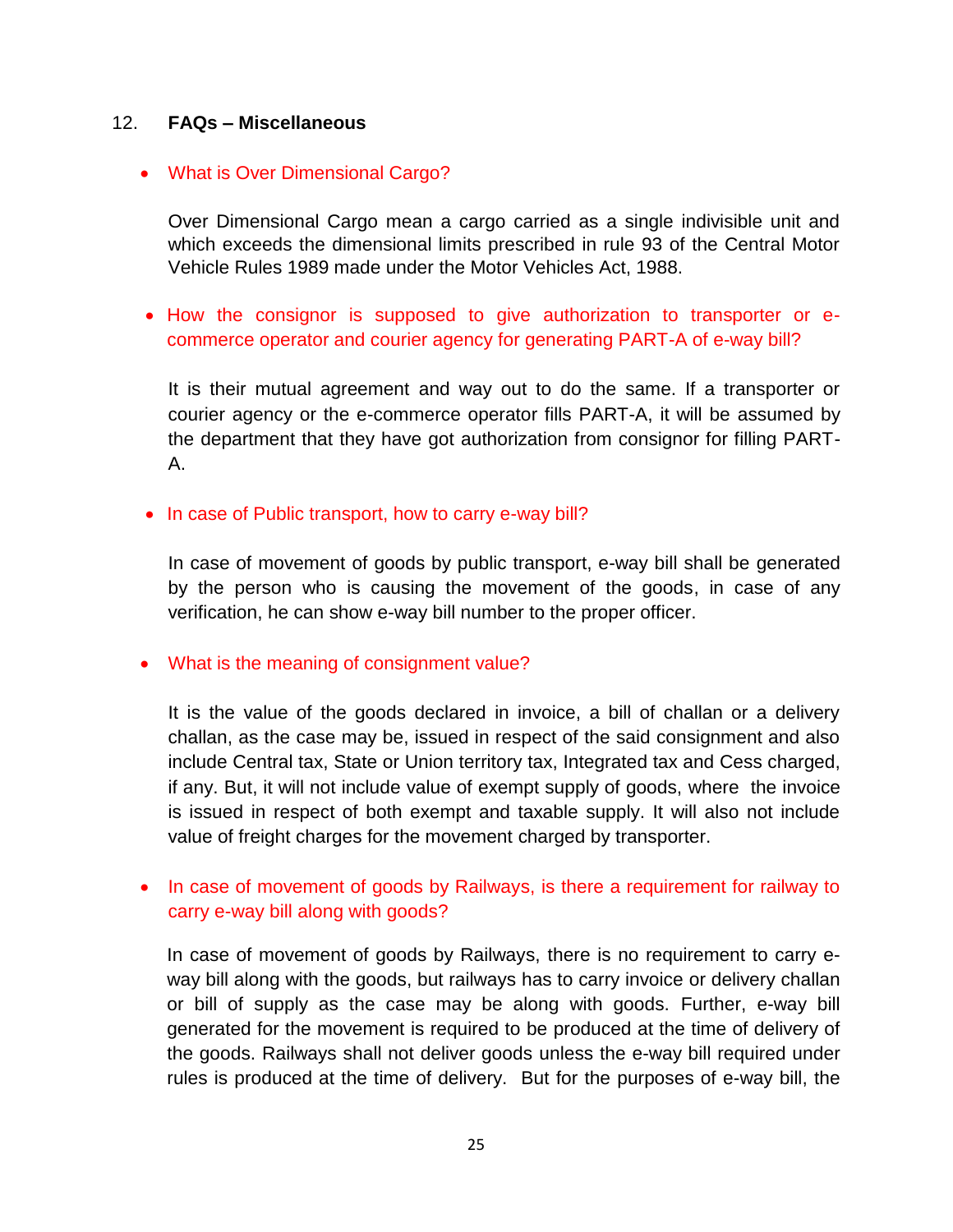## 12. FAQs – Miscellaneous

- **What is Over Dimensional Cargo?**

  Over Dimensional Cargo mean a cargo carried as a single indivisible unit and which exceeds the dimensional limits prescribed in rule 93 of the Central Motor Vehicle Rules 1989 made under the Motor Vehicles Act, 1988.

- **How the consignor is supposed to give authorization to transporter or e-commerce operator and courier agency for generating PART-A of e-way bill?**

  It is their mutual agreement and way out to do the same. If a transporter or courier agency or the e-commerce operator fills PART-A, it will be assumed by the department that they have got authorization from consignor for filling PART-A.

- **In case of Public transport, how to carry e-way bill?**

  In case of movement of goods by public transport, e-way bill shall be generated by the person who is causing the movement of the goods, in case of any verification, he can show e-way bill number to the proper officer.

- **What is the meaning of consignment value?**

  It is the value of the goods declared in invoice, a bill of challan or a delivery challan, as the case may be, issued in respect of the said consignment and also include Central tax, State or Union territory tax, Integrated tax and Cess charged, if any. But, it will not include value of exempt supply of goods, where the invoice is issued in respect of both exempt and taxable supply. It will also not include value of freight charges for the movement charged by transporter.

- **In case of movement of goods by Railways, is there a requirement for railway to carry e-way bill along with goods?**

  In case of movement of goods by Railways, there is no requirement to carry e-way bill along with the goods, but railways has to carry invoice or delivery challan or bill of supply as the case may be along with goods. Further, e-way bill generated for the movement is required to be produced at the time of delivery of the goods. Railways shall not deliver goods unless the e-way bill required under rules is produced at the time of delivery. But for the purposes of e-way bill, the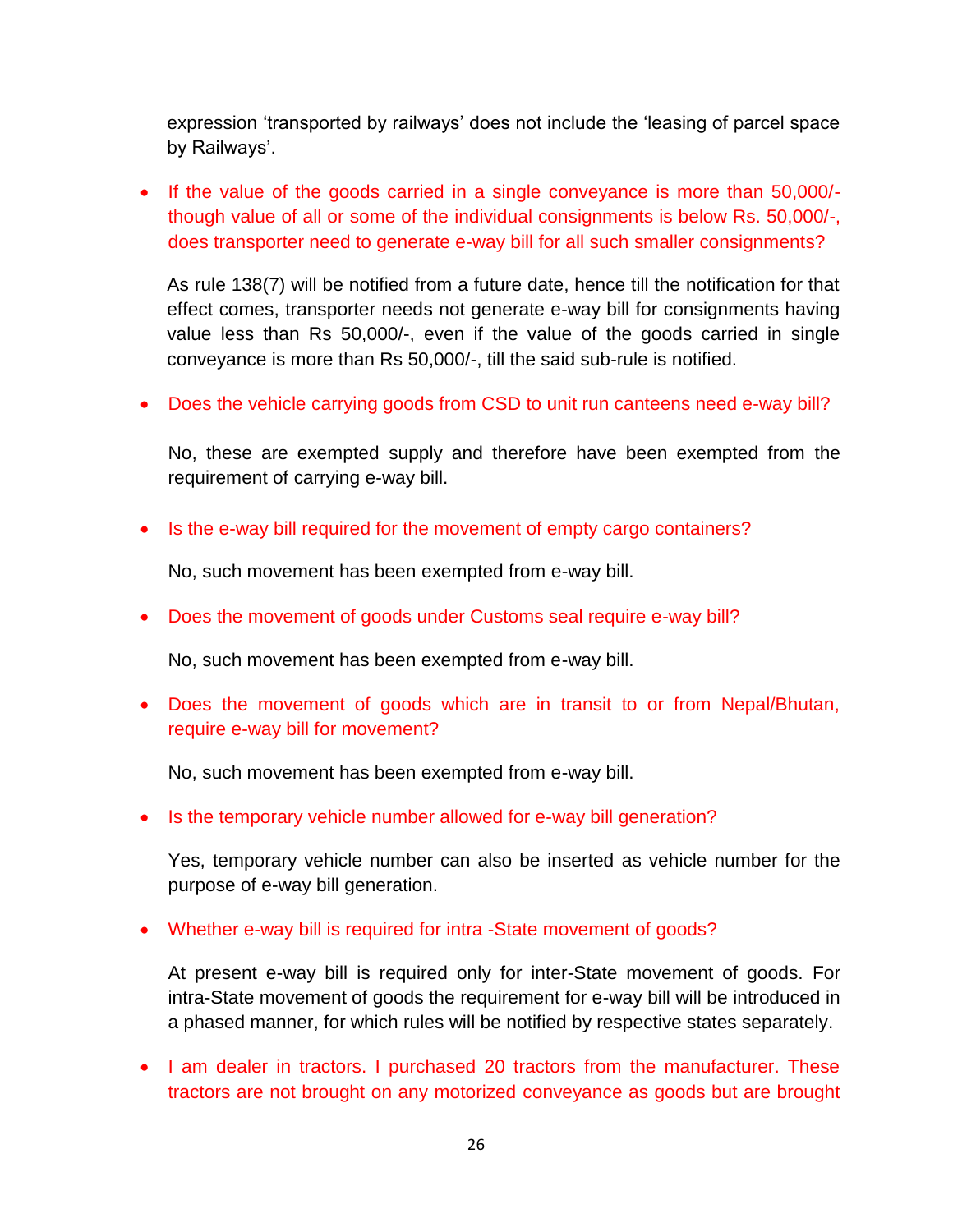expression 'transported by railways' does not include the 'leasing of parcel space by Railways'.

- If the value of the goods carried in a single conveyance is more than 50,000/- though value of all or some of the individual consignments is below Rs. 50,000/-, does transporter need to generate e-way bill for all such smaller consignments?

  As rule 138(7) will be notified from a future date, hence till the notification for that effect comes, transporter needs not generate e-way bill for consignments having value less than Rs 50,000/-, even if the value of the goods carried in single conveyance is more than Rs 50,000/-, till the said sub-rule is notified.

- Does the vehicle carrying goods from CSD to unit run canteens need e-way bill?

  No, these are exempted supply and therefore have been exempted from the requirement of carrying e-way bill.

- Is the e-way bill required for the movement of empty cargo containers?

  No, such movement has been exempted from e-way bill.

- Does the movement of goods under Customs seal require e-way bill?

  No, such movement has been exempted from e-way bill.

- Does the movement of goods which are in transit to or from Nepal/Bhutan, require e-way bill for movement?

  No, such movement has been exempted from e-way bill.

- Is the temporary vehicle number allowed for e-way bill generation?

  Yes, temporary vehicle number can also be inserted as vehicle number for the purpose of e-way bill generation.

- Whether e-way bill is required for intra -State movement of goods?

  At present e-way bill is required only for inter-State movement of goods. For intra-State movement of goods the requirement for e-way bill will be introduced in a phased manner, for which rules will be notified by respective states separately.

- I am dealer in tractors. I purchased 20 tractors from the manufacturer. These tractors are not brought on any motorized conveyance as goods but are brought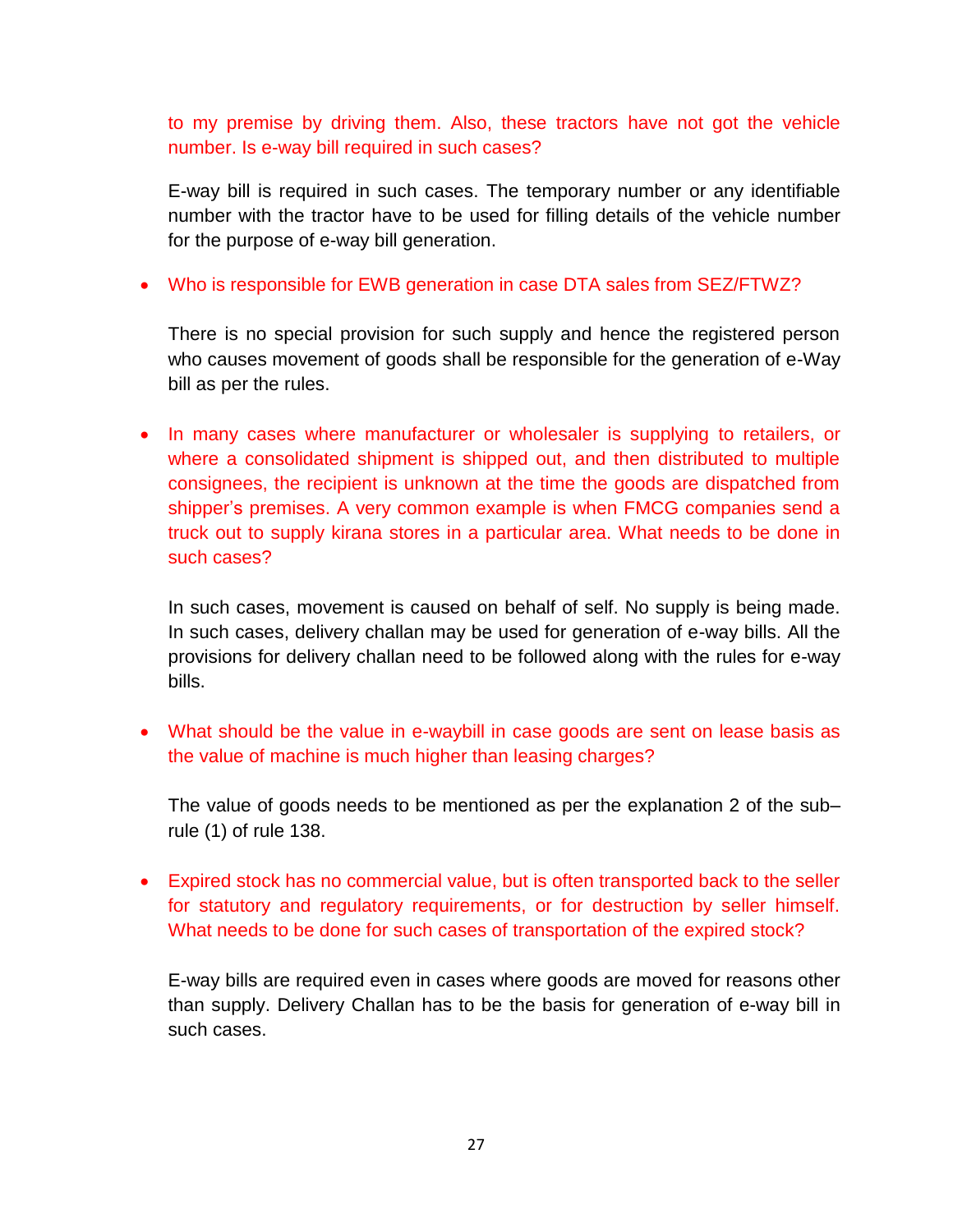to my premise by driving them. Also, these tractors have not got the vehicle number. Is e-way bill required in such cases?

E-way bill is required in such cases. The temporary number or any identifiable number with the tractor have to be used for filling details of the vehicle number for the purpose of e-way bill generation.

- Who is responsible for EWB generation in case DTA sales from SEZ/FTWZ?

  There is no special provision for such supply and hence the registered person who causes movement of goods shall be responsible for the generation of e-Way bill as per the rules.

- In many cases where manufacturer or wholesaler is supplying to retailers, or where a consolidated shipment is shipped out, and then distributed to multiple consignees, the recipient is unknown at the time the goods are dispatched from shipper's premises. A very common example is when FMCG companies send a truck out to supply kirana stores in a particular area. What needs to be done in such cases?

  In such cases, movement is caused on behalf of self. No supply is being made. In such cases, delivery challan may be used for generation of e-way bills. All the provisions for delivery challan need to be followed along with the rules for e-way bills.

- What should be the value in e-waybill in case goods are sent on lease basis as the value of machine is much higher than leasing charges?

  The value of goods needs to be mentioned as per the explanation 2 of the sub–rule (1) of rule 138.

- Expired stock has no commercial value, but is often transported back to the seller for statutory and regulatory requirements, or for destruction by seller himself. What needs to be done for such cases of transportation of the expired stock?

  E-way bills are required even in cases where goods are moved for reasons other than supply. Delivery Challan has to be the basis for generation of e-way bill in such cases.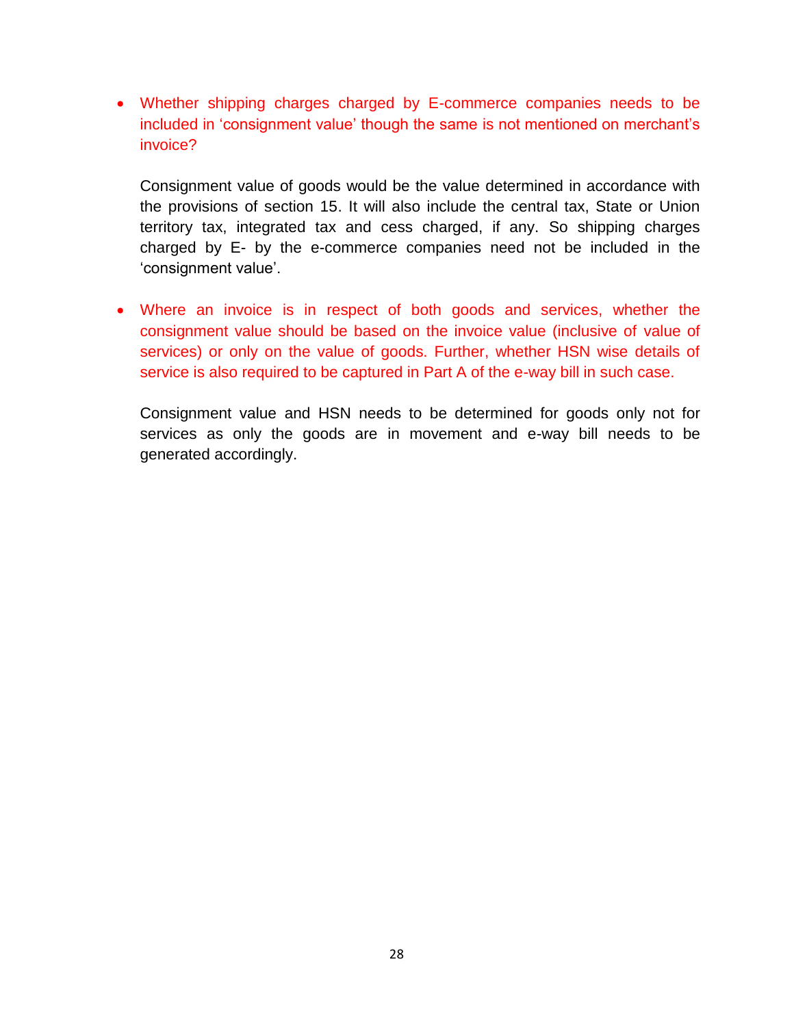- Whether shipping charges charged by E-commerce companies needs to be included in 'consignment value' though the same is not mentioned on merchant's invoice?

  Consignment value of goods would be the value determined in accordance with the provisions of section 15. It will also include the central tax, State or Union territory tax, integrated tax and cess charged, if any. So shipping charges charged by E- by the e-commerce companies need not be included in the 'consignment value'.

- Where an invoice is in respect of both goods and services, whether the consignment value should be based on the invoice value (inclusive of value of services) or only on the value of goods. Further, whether HSN wise details of service is also required to be captured in Part A of the e-way bill in such case.

  Consignment value and HSN needs to be determined for goods only not for services as only the goods are in movement and e-way bill needs to be generated accordingly.